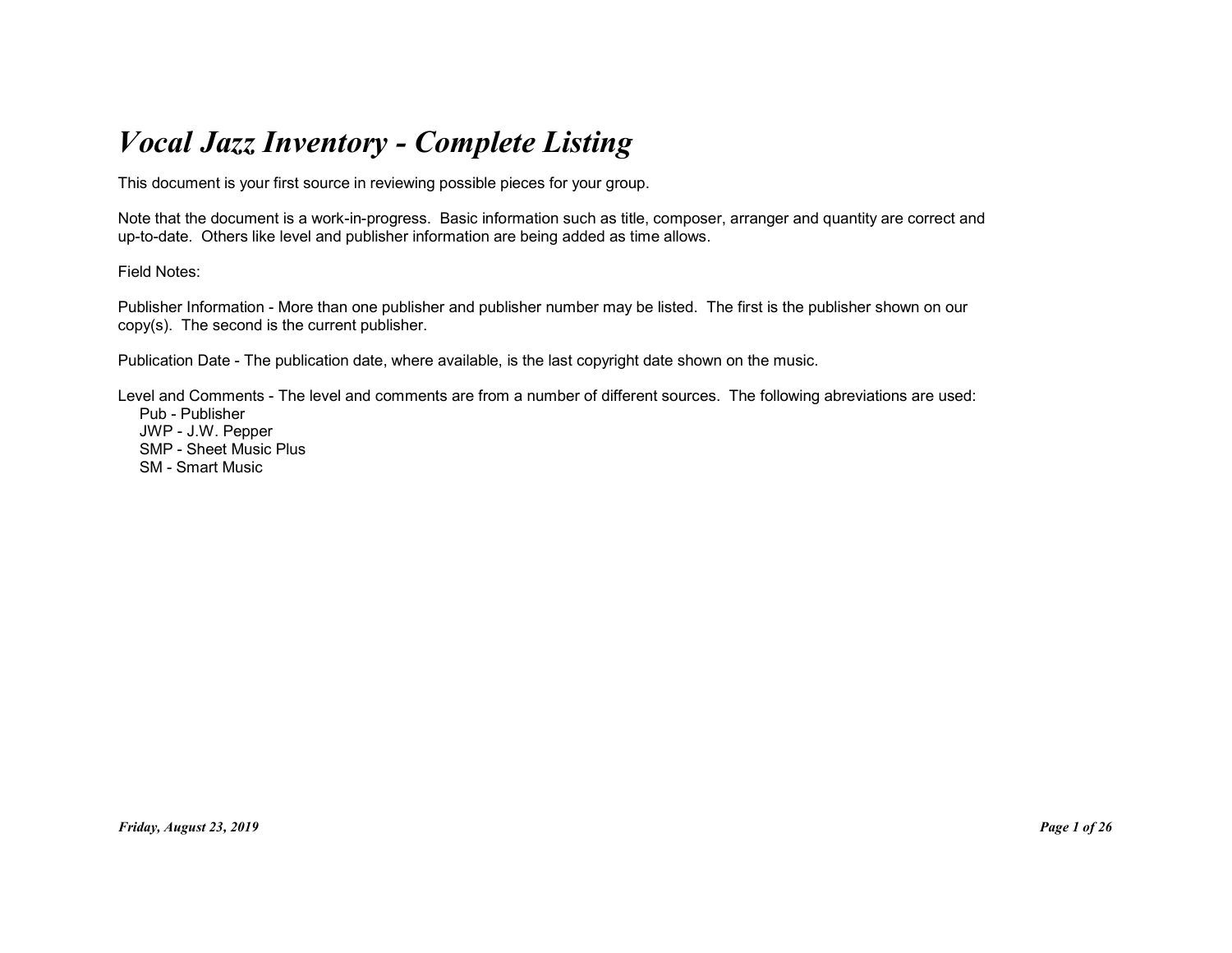# *Vocal Jazz Inventory - Complete Listing*

This document is your first source in reviewing possible pieces for your group.

Note that the document is a work-in-progress. Basic information such as title, composer, arranger and quantity are correct and up-to-date. Others like level and publisher information are being added as time allows.

Field Notes:

Publisher Information - More than one publisher and publisher number may be listed. The first is the publisher shown on our copy(s). The second is the current publisher.

Publication Date - The publication date, where available, is the last copyright date shown on the music.

Level and Comments - The level and comments are from a number of different sources. The following abreviations are used:

- Pub - Publisher
- JWP - J.W. Pepper
- SMP - Sheet Music Plus
- SM - Smart Music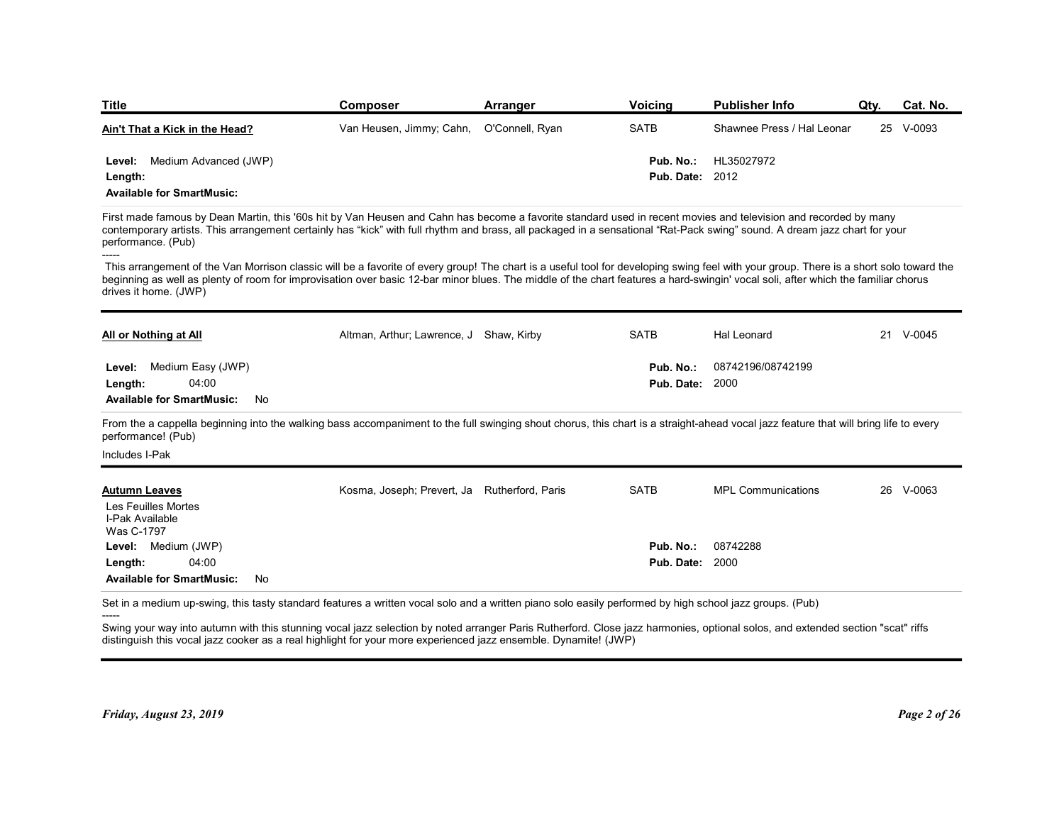| Title | Composer | Arranger | Voicing | Publisher Info | Qty. | Cat. No. |
| --- | --- | --- | --- | --- | --- | --- |
| **Ain't That a Kick in the Head?** | Van Heusen, Jimmy; Cahn, | O'Connell, Ryan | SATB | Shawnee Press / Hal Leonar | 25 | V-0093 |

**Level:** Medium Advanced (JWP)
**Length:**
**Available for SmartMusic:**

**Pub. No.:** HL35027972
**Pub. Date:** 2012

First made famous by Dean Martin, this '60s hit by Van Heusen and Cahn has become a favorite standard used in recent movies and television and recorded by many contemporary artists. This arrangement certainly has "kick" with full rhythm and brass, all packaged in a sensational "Rat-Pack swing" sound. A dream jazz chart for your performance. (Pub)

-----

This arrangement of the Van Morrison classic will be a favorite of every group! The chart is a useful tool for developing swing feel with your group. There is a short solo toward the beginning as well as plenty of room for improvisation over basic 12-bar minor blues. The middle of the chart features a hard-swingin' vocal soli, after which the familiar chorus drives it home. (JWP)

---

| Title | Composer | Arranger | Voicing | Publisher Info | Qty. | Cat. No. |
| --- | --- | --- | --- | --- | --- | --- |
| **All or Nothing at All** | Altman, Arthur; Lawrence, J | Shaw, Kirby | SATB | Hal Leonard | 21 | V-0045 |

**Level:** Medium Easy (JWP)
**Length:** 04:00
**Available for SmartMusic:** No

**Pub. No.:** 08742196/08742199
**Pub. Date:** 2000

From the a cappella beginning into the walking bass accompaniment to the full swinging shout chorus, this chart is a straight-ahead vocal jazz feature that will bring life to every performance! (Pub)

Includes I-Pak

---

| Title | Composer | Arranger | Voicing | Publisher Info | Qty. | Cat. No. |
| --- | --- | --- | --- | --- | --- | --- |
| **Autumn Leaves** | Kosma, Joseph; Prevert, Ja | Rutherford, Paris | SATB | MPL Communications | 26 | V-0063 |

Les Feuilles Mortes
I-Pak Available
Was C-1797

**Level:** Medium (JWP)
**Length:** 04:00
**Available for SmartMusic:** No

**Pub. No.:** 08742288
**Pub. Date:** 2000

Set in a medium up-swing, this tasty standard features a written vocal solo and a written piano solo easily performed by high school jazz groups. (Pub)

-----

Swing your way into autumn with this stunning vocal jazz selection by noted arranger Paris Rutherford. Close jazz harmonies, optional solos, and extended section "scat" riffs distinguish this vocal jazz cooker as a real highlight for your more experienced jazz ensemble. Dynamite! (JWP)

*Friday, August 23, 2019*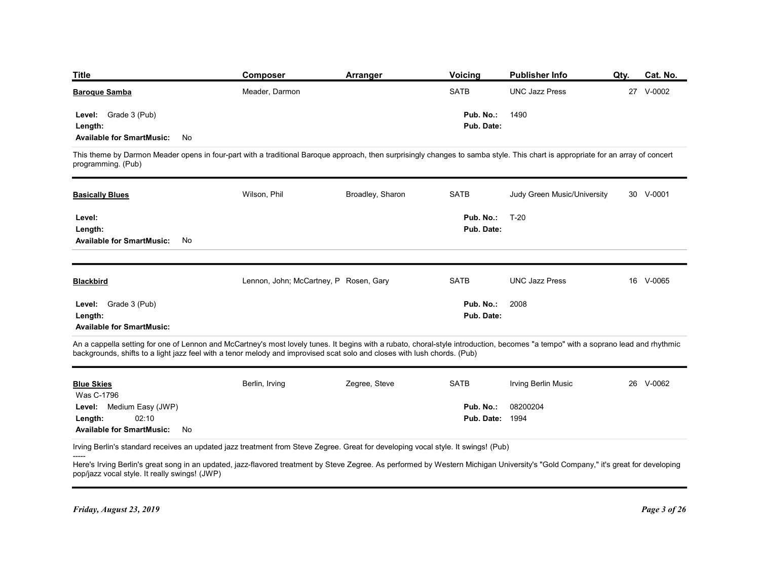| Title | Composer | Arranger | Voicing | Publisher Info | Qty. | Cat. No. |
|---|---|---|---|---|---|---|
| **Baroque Samba** | Meader, Darmon | | SATB | UNC Jazz Press | 27 | V-0002 |

**Level:** Grade 3 (Pub)
**Length:**
**Available for SmartMusic:** No

**Pub. No.:** 1490
**Pub. Date:**

This theme by Darmon Meader opens in four-part with a traditional Baroque approach, then surprisingly changes to samba style. This chart is appropriate for an array of concert programming. (Pub)

---

| Title | Composer | Arranger | Voicing | Publisher Info | Qty. | Cat. No. |
|---|---|---|---|---|---|---|
| **Basically Blues** | Wilson, Phil | Broadley, Sharon | SATB | Judy Green Music/University | 30 | V-0001 |

**Level:**
**Length:**
**Available for SmartMusic:** No

**Pub. No.:** T-20
**Pub. Date:**

---

| Title | Composer | Arranger | Voicing | Publisher Info | Qty. | Cat. No. |
|---|---|---|---|---|---|---|
| **Blackbird** | Lennon, John; McCartney, P | Rosen, Gary | SATB | UNC Jazz Press | 16 | V-0065 |

**Level:** Grade 3 (Pub)
**Length:**
**Available for SmartMusic:**

**Pub. No.:** 2008
**Pub. Date:**

An a cappella setting for one of Lennon and McCartney's most lovely tunes. It begins with a rubato, choral-style introduction, becomes "a tempo" with a soprano lead and rhythmic backgrounds, shifts to a light jazz feel with a tenor melody and improvised scat solo and closes with lush chords. (Pub)

---

| Title | Composer | Arranger | Voicing | Publisher Info | Qty. | Cat. No. |
|---|---|---|---|---|---|---|
| **Blue Skies** | Berlin, Irving | Zegree, Steve | SATB | Irving Berlin Music | 26 | V-0062 |

Was C-1796
**Level:** Medium Easy (JWP)
**Length:** 02:10
**Available for SmartMusic:** No

**Pub. No.:** 08200204
**Pub. Date:** 1994

Irving Berlin's standard receives an updated jazz treatment from Steve Zegree. Great for developing vocal style. It swings! (Pub)

-----

Here's Irving Berlin's great song in an updated, jazz-flavored treatment by Steve Zegree. As performed by Western Michigan University's "Gold Company," it's great for developing pop/jazz vocal style. It really swings! (JWP)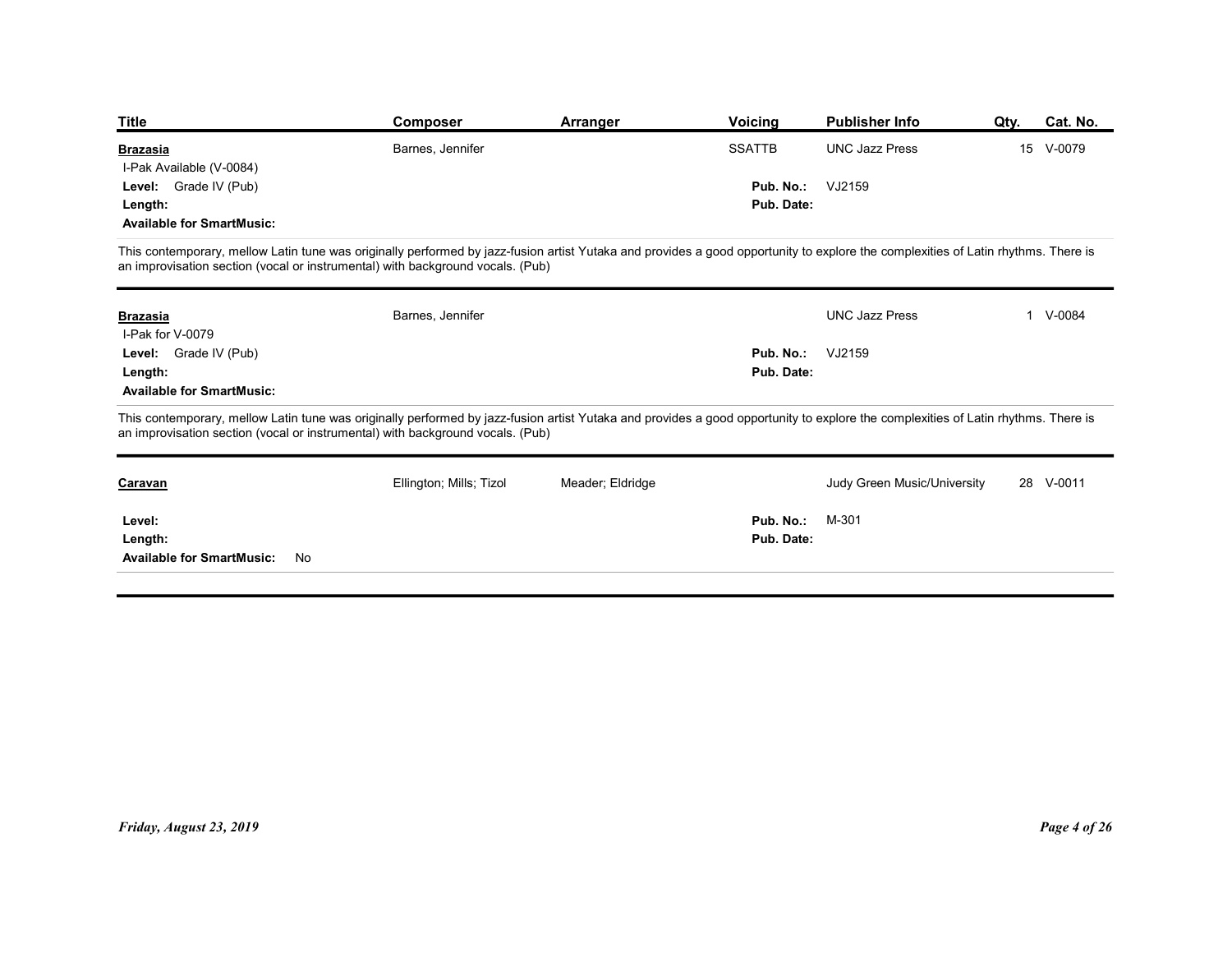| Title | Composer | Arranger | Voicing | Publisher Info | Qty. | Cat. No. |
|---|---|---|---|---|---|---|
| **Brazasia** | Barnes, Jennifer | | SSATTB | UNC Jazz Press | 15 | V-0079 |

I-Pak Available (V-0084)

**Level:** Grade IV (Pub)

**Length:**

**Available for SmartMusic:**

**Pub. No.:** VJ2159

**Pub. Date:**

This contemporary, mellow Latin tune was originally performed by jazz-fusion artist Yutaka and provides a good opportunity to explore the complexities of Latin rhythms. There is an improvisation section (vocal or instrumental) with background vocals. (Pub)

---

| Title | Composer | Arranger | Voicing | Publisher Info | Qty. | Cat. No. |
|---|---|---|---|---|---|---|
| **Brazasia** | Barnes, Jennifer | | | UNC Jazz Press | 1 | V-0084 |

I-Pak for V-0079

**Level:** Grade IV (Pub)

**Length:**

**Available for SmartMusic:**

**Pub. No.:** VJ2159

**Pub. Date:**

This contemporary, mellow Latin tune was originally performed by jazz-fusion artist Yutaka and provides a good opportunity to explore the complexities of Latin rhythms. There is an improvisation section (vocal or instrumental) with background vocals. (Pub)

---

| Title | Composer | Arranger | Voicing | Publisher Info | Qty. | Cat. No. |
|---|---|---|---|---|---|---|
| **Caravan** | Ellington; Mills; Tizol | Meader; Eldridge | | Judy Green Music/University | 28 | V-0011 |

**Level:**

**Length:**

**Available for SmartMusic:** No

**Pub. No.:** M-301

**Pub. Date:**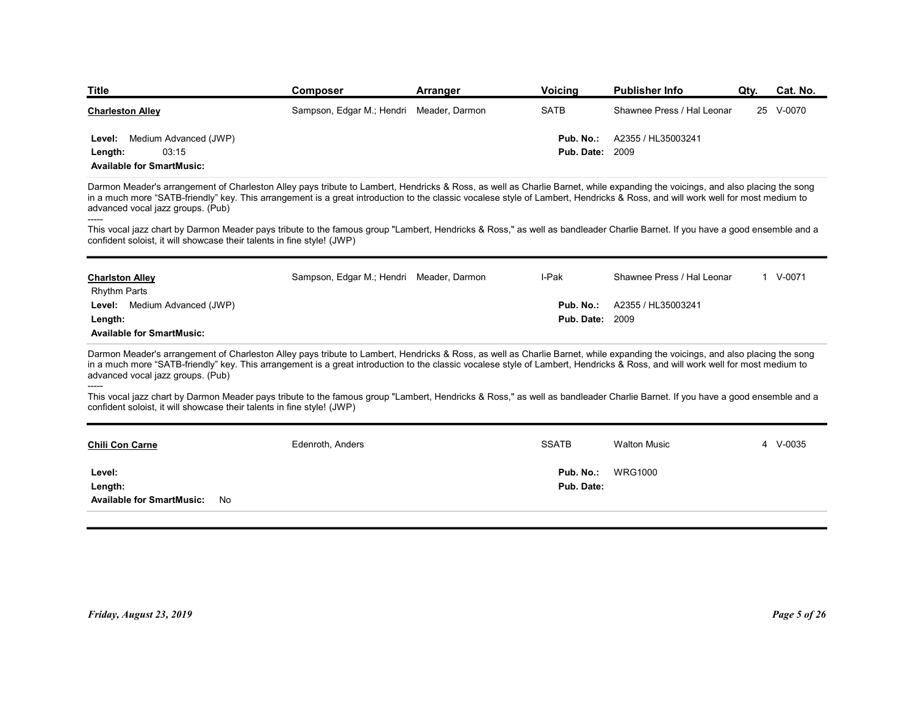| Title | Composer | Arranger | Voicing | Publisher Info | Qty. | Cat. No. |
|---|---|---|---|---|---|---|
| **Charleston Alley** | Sampson, Edgar M.; Hendri | Meader, Darmon | SATB | Shawnee Press / Hal Leonar | 25 | V-0070 |

**Level:** Medium Advanced (JWP)
**Length:** 03:15
**Available for SmartMusic:**

**Pub. No.:** A2355 / HL35003241
**Pub. Date:** 2009

Darmon Meader's arrangement of Charleston Alley pays tribute to Lambert, Hendricks & Ross, as well as Charlie Barnet, while expanding the voicings, and also placing the song in a much more “SATB-friendly” key. This arrangement is a great introduction to the classic vocalese style of Lambert, Hendricks & Ross, and will work well for most medium to advanced vocal jazz groups. (Pub)

-----

This vocal jazz chart by Darmon Meader pays tribute to the famous group "Lambert, Hendricks & Ross," as well as bandleader Charlie Barnet. If you have a good ensemble and a confident soloist, it will showcase their talents in fine style! (JWP)

---

| Title | Composer | Arranger | Voicing | Publisher Info | Qty. | Cat. No. |
|---|---|---|---|---|---|---|
| **Charlston Alley** | Sampson, Edgar M.; Hendri | Meader, Darmon | I-Pak | Shawnee Press / Hal Leonar | 1 | V-0071 |

Rhythm Parts

**Level:** Medium Advanced (JWP)
**Length:**
**Available for SmartMusic:**

**Pub. No.:** A2355 / HL35003241
**Pub. Date:** 2009

Darmon Meader's arrangement of Charleston Alley pays tribute to Lambert, Hendricks & Ross, as well as Charlie Barnet, while expanding the voicings, and also placing the song in a much more “SATB-friendly” key. This arrangement is a great introduction to the classic vocalese style of Lambert, Hendricks & Ross, and will work well for most medium to advanced vocal jazz groups. (Pub)

-----

This vocal jazz chart by Darmon Meader pays tribute to the famous group "Lambert, Hendricks & Ross," as well as bandleader Charlie Barnet. If you have a good ensemble and a confident soloist, it will showcase their talents in fine style! (JWP)

---

| Title | Composer | Arranger | Voicing | Publisher Info | Qty. | Cat. No. |
|---|---|---|---|---|---|---|
| **Chili Con Carne** | Edenroth, Anders | | SSATB | Walton Music | 4 | V-0035 |

**Level:**
**Length:**
**Available for SmartMusic:** No

**Pub. No.:** WRG1000
**Pub. Date:**

*Friday, August 23, 2019*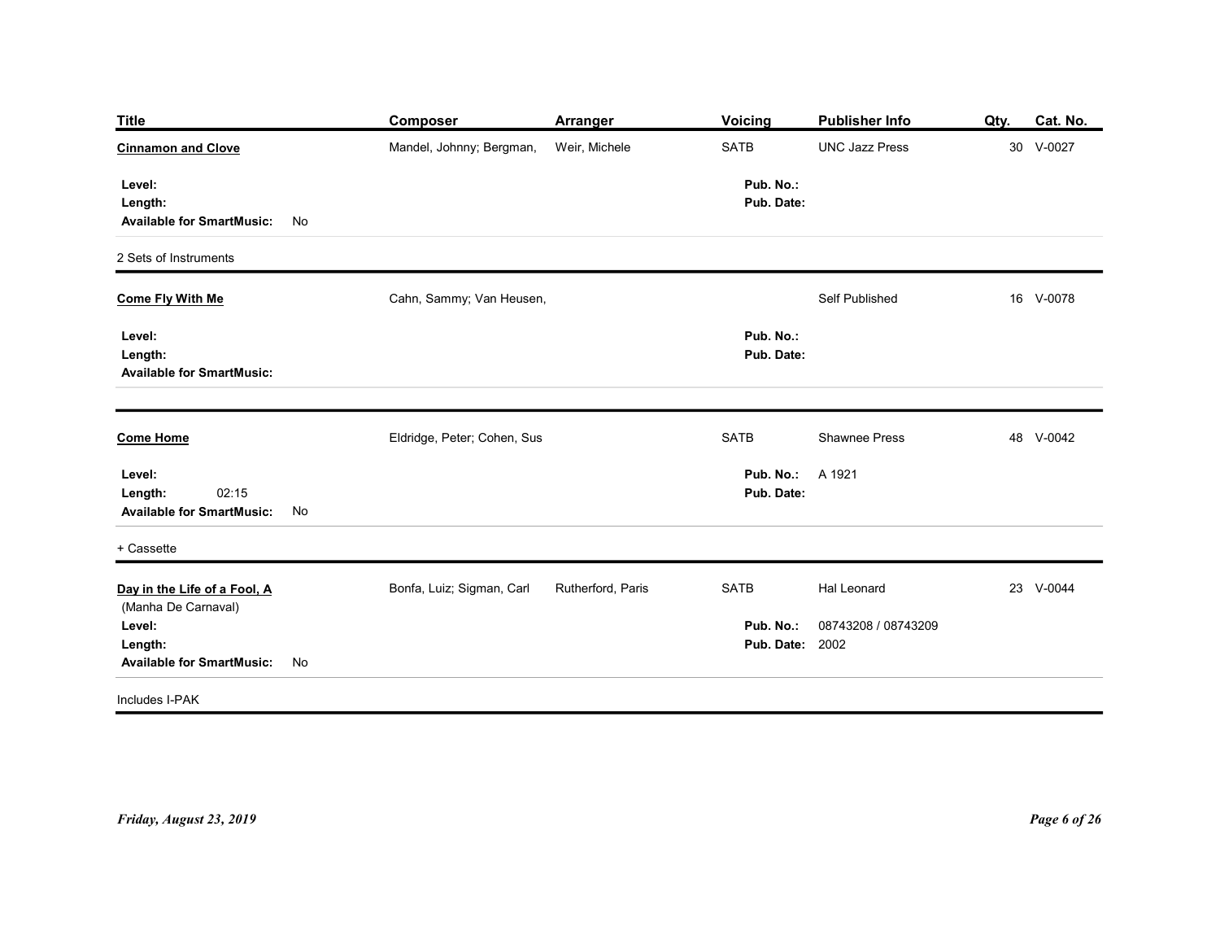| Title | Composer | Arranger | Voicing | Publisher Info | Qty. | Cat. No. |
|---|---|---|---|---|---|---|
| **Cinnamon and Clove** | Mandel, Johnny; Bergman, | Weir, Michele | SATB | UNC Jazz Press | 30 | V-0027 |
| **Level:** | | | **Pub. No.:** | | | |
| **Length:** | | | **Pub. Date:** | | | |
| **Available for SmartMusic:** No | | | | | | |
| 2 Sets of Instruments | | | | | | |
| **Come Fly With Me** | Cahn, Sammy; Van Heusen, | | | Self Published | 16 | V-0078 |
| **Level:** | | | **Pub. No.:** | | | |
| **Length:** | | | **Pub. Date:** | | | |
| **Available for SmartMusic:** | | | | | | |
| **Come Home** | Eldridge, Peter; Cohen, Sus | | SATB | Shawnee Press | 48 | V-0042 |
| **Level:** | | | **Pub. No.:** | A 1921 | | |
| **Length:** 02:15 | | | **Pub. Date:** | | | |
| **Available for SmartMusic:** No | | | | | | |
| + Cassette | | | | | | |
| **Day in the Life of a Fool, A** (Manha De Carnaval) | Bonfa, Luiz; Sigman, Carl | Rutherford, Paris | SATB | Hal Leonard | 23 | V-0044 |
| **Level:** | | | **Pub. No.:** | 08743208 / 08743209 | | |
| **Length:** | | | **Pub. Date:** | 2002 | | |
| **Available for SmartMusic:** No | | | | | | |
| Includes I-PAK | | | | | | |

*Friday, August 23, 2019*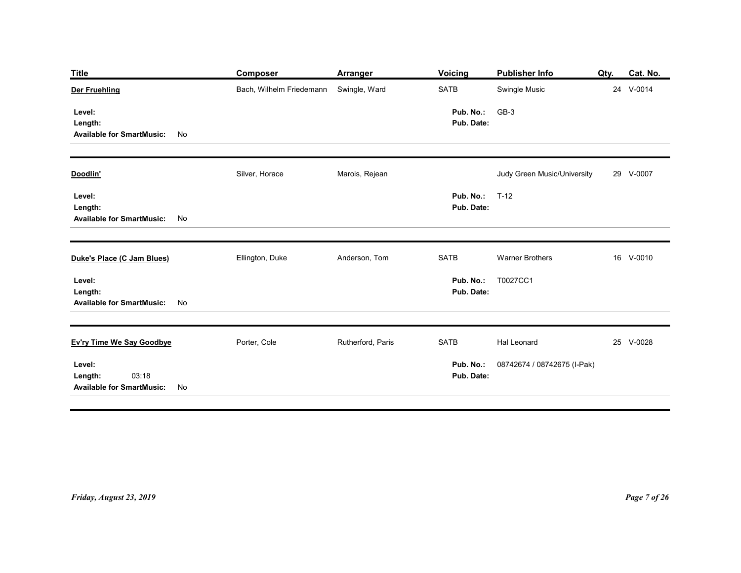| Title | Composer | Arranger | Voicing | Publisher Info | Qty. | Cat. No. |
|---|---|---|---|---|---|---|
| **Der Fruehling** | Bach, Wilhelm Friedemann | Swingle, Ward | SATB | Swingle Music | 24 | V-0014 |
| **Level:** | | | **Pub. No.:** | GB-3 | | |
| **Length:** | | | **Pub. Date:** | | | |
| **Available for SmartMusic:** No | | | | | | |
| **Doodlin'** | Silver, Horace | Marois, Rejean | | Judy Green Music/University | 29 | V-0007 |
| **Level:** | | | **Pub. No.:** | T-12 | | |
| **Length:** | | | **Pub. Date:** | | | |
| **Available for SmartMusic:** No | | | | | | |
| **Duke's Place (C Jam Blues)** | Ellington, Duke | Anderson, Tom | SATB | Warner Brothers | 16 | V-0010 |
| **Level:** | | | **Pub. No.:** | T0027CC1 | | |
| **Length:** | | | **Pub. Date:** | | | |
| **Available for SmartMusic:** No | | | | | | |
| **Ev'ry Time We Say Goodbye** | Porter, Cole | Rutherford, Paris | SATB | Hal Leonard | 25 | V-0028 |
| **Level:** | | | **Pub. No.:** | 08742674 / 08742675 (I-Pak) | | |
| **Length:** 03:18 | | | **Pub. Date:** | | | |
| **Available for SmartMusic:** No | | | | | | |

*Friday, August 23, 2019*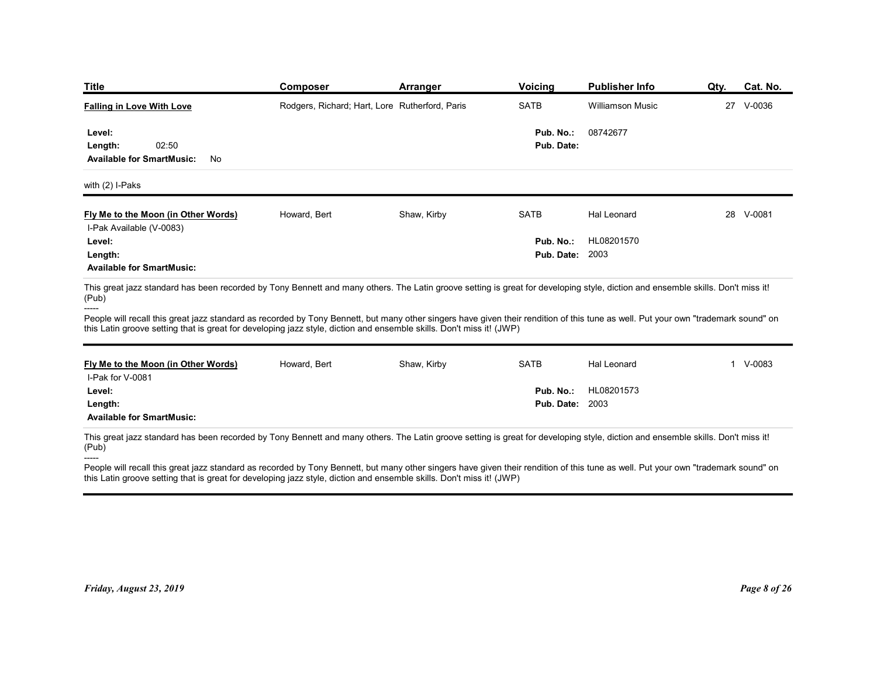| Title | Composer | Arranger | Voicing | Publisher Info | Qty. | Cat. No. |
|---|---|---|---|---|---|---|
| **Falling in Love With Love** | Rodgers, Richard; Hart, Lore | Rutherford, Paris | SATB | Williamson Music | 27 | V-0036 |

**Level:**
**Length:** 02:50
**Available for SmartMusic:** No

**Pub. No.:** 08742677
**Pub. Date:**

with (2) I-Paks

---

| Title | Composer | Arranger | Voicing | Publisher Info | Qty. | Cat. No. |
|---|---|---|---|---|---|---|
| **Fly Me to the Moon (in Other Words)** | Howard, Bert | Shaw, Kirby | SATB | Hal Leonard | 28 | V-0081 |

I-Pak Available (V-0083)
**Level:**
**Length:**
**Available for SmartMusic:**

**Pub. No.:** HL08201570
**Pub. Date:** 2003

This great jazz standard has been recorded by Tony Bennett and many others. The Latin groove setting is great for developing style, diction and ensemble skills. Don't miss it! (Pub)
-----
People will recall this great jazz standard as recorded by Tony Bennett, but many other singers have given their rendition of this tune as well. Put your own "trademark sound" on this Latin groove setting that is great for developing jazz style, diction and ensemble skills. Don't miss it! (JWP)

---

| Title | Composer | Arranger | Voicing | Publisher Info | Qty. | Cat. No. |
|---|---|---|---|---|---|---|
| **Fly Me to the Moon (in Other Words)** | Howard, Bert | Shaw, Kirby | SATB | Hal Leonard | 1 | V-0083 |

I-Pak for V-0081
**Level:**
**Length:**
**Available for SmartMusic:**

**Pub. No.:** HL08201573
**Pub. Date:** 2003

This great jazz standard has been recorded by Tony Bennett and many others. The Latin groove setting is great for developing style, diction and ensemble skills. Don't miss it! (Pub)
-----
People will recall this great jazz standard as recorded by Tony Bennett, but many other singers have given their rendition of this tune as well. Put your own "trademark sound" on this Latin groove setting that is great for developing jazz style, diction and ensemble skills. Don't miss it! (JWP)

*Friday, August 23, 2019*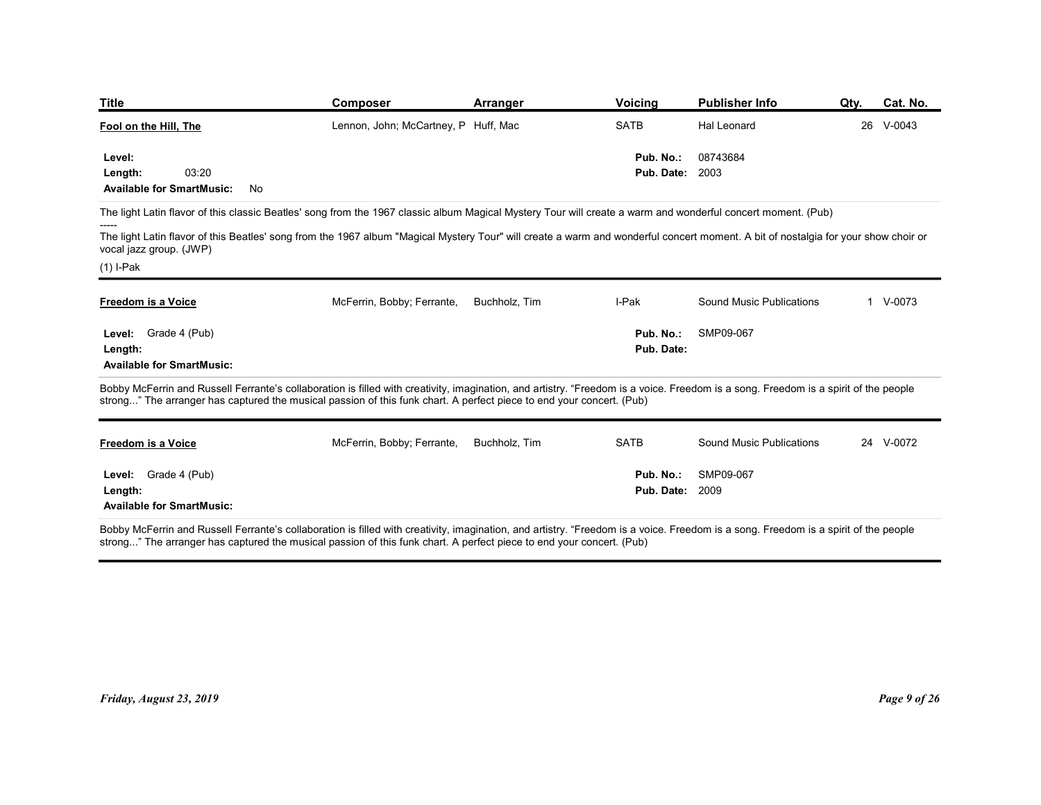| Title | Composer | Arranger | Voicing | Publisher Info | Qty. | Cat. No. |
|---|---|---|---|---|---|---|
| **Fool on the Hill, The** | Lennon, John; McCartney, P | Huff, Mac | SATB | Hal Leonard | 26 | V-0043 |

**Level:**
**Length:** 03:20
**Available for SmartMusic:** No

**Pub. No.:** 08743684
**Pub. Date:** 2003

The light Latin flavor of this classic Beatles' song from the 1967 classic album Magical Mystery Tour will create a warm and wonderful concert moment. (Pub)

-----

The light Latin flavor of this Beatles' song from the 1967 album "Magical Mystery Tour" will create a warm and wonderful concert moment. A bit of nostalgia for your show choir or vocal jazz group. (JWP)

(1) I-Pak

---

| Title | Composer | Arranger | Voicing | Publisher Info | Qty. | Cat. No. |
|---|---|---|---|---|---|---|
| **Freedom is a Voice** | McFerrin, Bobby; Ferrante, | Buchholz, Tim | I-Pak | Sound Music Publications | 1 | V-0073 |

**Level:** Grade 4 (Pub)
**Length:**
**Available for SmartMusic:**

**Pub. No.:** SMP09-067
**Pub. Date:**

Bobby McFerrin and Russell Ferrante's collaboration is filled with creativity, imagination, and artistry. "Freedom is a voice. Freedom is a song. Freedom is a spirit of the people strong..." The arranger has captured the musical passion of this funk chart. A perfect piece to end your concert. (Pub)

---

| Title | Composer | Arranger | Voicing | Publisher Info | Qty. | Cat. No. |
|---|---|---|---|---|---|---|
| **Freedom is a Voice** | McFerrin, Bobby; Ferrante, | Buchholz, Tim | SATB | Sound Music Publications | 24 | V-0072 |

**Level:** Grade 4 (Pub)
**Length:**
**Available for SmartMusic:**

**Pub. No.:** SMP09-067
**Pub. Date:** 2009

Bobby McFerrin and Russell Ferrante's collaboration is filled with creativity, imagination, and artistry. "Freedom is a voice. Freedom is a song. Freedom is a spirit of the people strong..." The arranger has captured the musical passion of this funk chart. A perfect piece to end your concert. (Pub)

*Friday, August 23, 2019*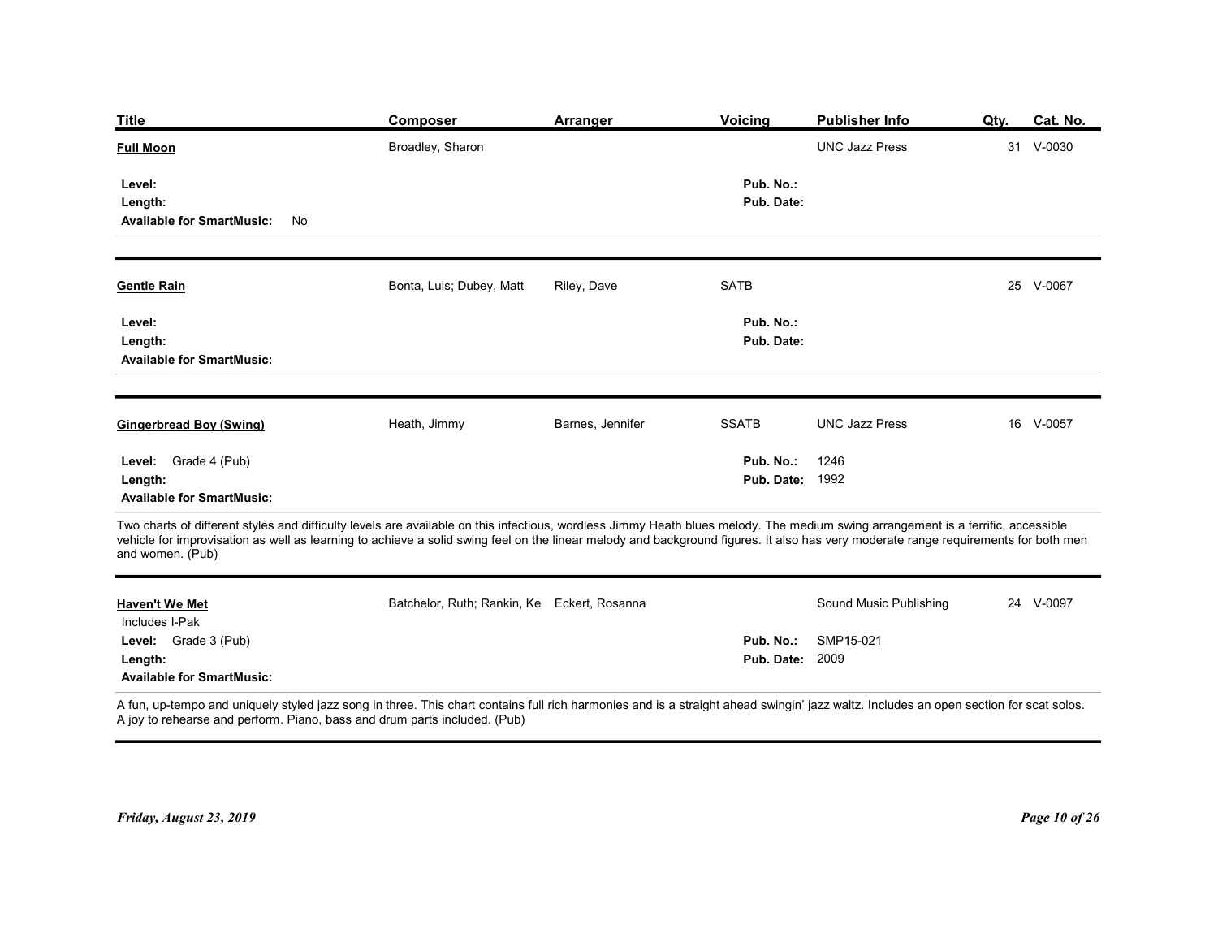| Title | Composer | Arranger | Voicing | Publisher Info | Qty. | Cat. No. |
|---|---|---|---|---|---|---|
| **Full Moon** | Broadley, Sharon | | | UNC Jazz Press | 31 | V-0030 |

**Level:**
**Length:**
**Available for SmartMusic:** No

**Pub. No.:**
**Pub. Date:**

---

| Title | Composer | Arranger | Voicing | Publisher Info | Qty. | Cat. No. |
|---|---|---|---|---|---|---|
| **Gentle Rain** | Bonta, Luis; Dubey, Matt | Riley, Dave | SATB | | 25 | V-0067 |

**Level:**
**Length:**
**Available for SmartMusic:**

**Pub. No.:**
**Pub. Date:**

---

| Title | Composer | Arranger | Voicing | Publisher Info | Qty. | Cat. No. |
|---|---|---|---|---|---|---|
| **Gingerbread Boy (Swing)** | Heath, Jimmy | Barnes, Jennifer | SSATB | UNC Jazz Press | 16 | V-0057 |

**Level:** Grade 4 (Pub)
**Length:**
**Available for SmartMusic:**

**Pub. No.:** 1246
**Pub. Date:** 1992

Two charts of different styles and difficulty levels are available on this infectious, wordless Jimmy Heath blues melody. The medium swing arrangement is a terrific, accessible vehicle for improvisation as well as learning to achieve a solid swing feel on the linear melody and background figures. It also has very moderate range requirements for both men and women. (Pub)

---

| Title | Composer | Arranger | Voicing | Publisher Info | Qty. | Cat. No. |
|---|---|---|---|---|---|---|
| **Haven't We Met** | Batchelor, Ruth; Rankin, Ke | Eckert, Rosanna | | Sound Music Publishing | 24 | V-0097 |

Includes I-Pak
**Level:** Grade 3 (Pub)
**Length:**
**Available for SmartMusic:**

**Pub. No.:** SMP15-021
**Pub. Date:** 2009

A fun, up-tempo and uniquely styled jazz song in three. This chart contains full rich harmonies and is a straight ahead swingin' jazz waltz. Includes an open section for scat solos. A joy to rehearse and perform. Piano, bass and drum parts included. (Pub)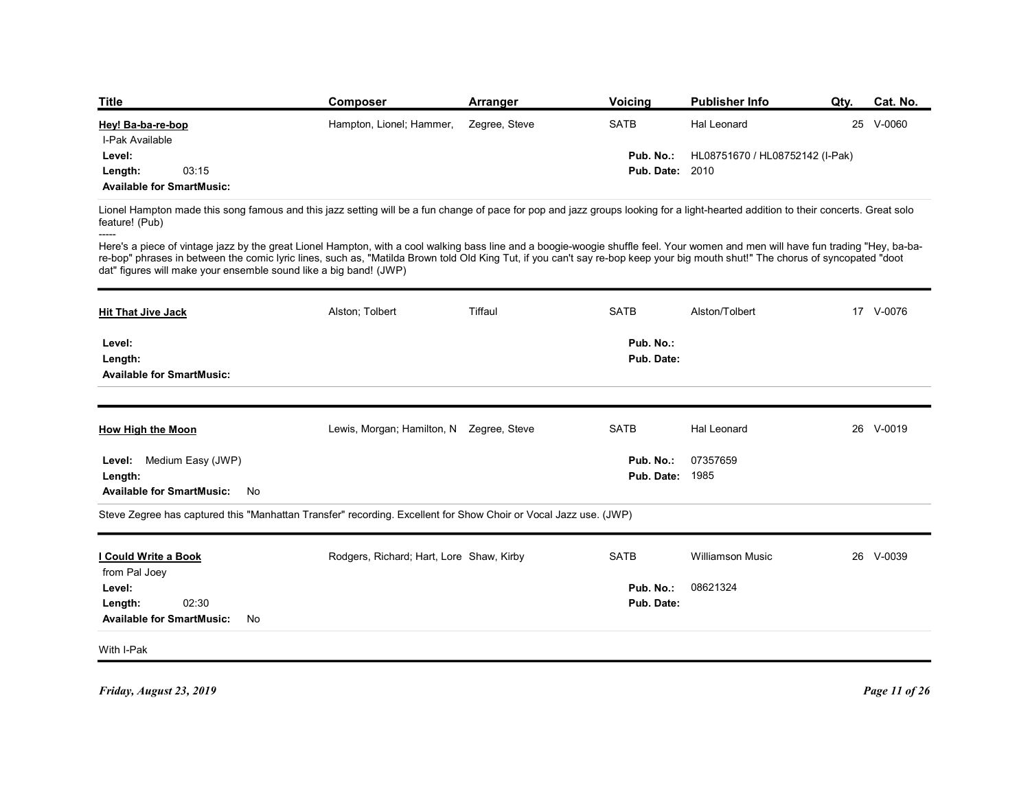| Title | Composer | Arranger | Voicing | Publisher Info | Qty. | Cat. No. |
|---|---|---|---|---|---|---|
| **Hey! Ba-ba-re-bop** | Hampton, Lionel; Hammer, | Zegree, Steve | SATB | Hal Leonard | 25 | V-0060 |

I-Pak Available

**Level:**

**Length:** 03:15

**Available for SmartMusic:**

**Pub. No.:** HL08751670 / HL08752142 (I-Pak)

**Pub. Date:** 2010

Lionel Hampton made this song famous and this jazz setting will be a fun change of pace for pop and jazz groups looking for a light-hearted addition to their concerts. Great solo feature! (Pub)

-----

Here's a piece of vintage jazz by the great Lionel Hampton, with a cool walking bass line and a boogie-woogie shuffle feel. Your women and men will have fun trading "Hey, ba-ba-re-bop" phrases in between the comic lyric lines, such as, "Matilda Brown told Old King Tut, if you can't say re-bop keep your big mouth shut!" The chorus of syncopated "doot dat" figures will make your ensemble sound like a big band! (JWP)

---

| Title | Composer | Arranger | Voicing | Publisher Info | Qty. | Cat. No. |
|---|---|---|---|---|---|---|
| **Hit That Jive Jack** | Alston; Tolbert | Tiffaul | SATB | Alston/Tolbert | 17 | V-0076 |

**Level:**

**Length:**

**Available for SmartMusic:**

**Pub. No.:**

**Pub. Date:**

---

| Title | Composer | Arranger | Voicing | Publisher Info | Qty. | Cat. No. |
|---|---|---|---|---|---|---|
| **How High the Moon** | Lewis, Morgan; Hamilton, N | Zegree, Steve | SATB | Hal Leonard | 26 | V-0019 |

**Level:** Medium Easy (JWP)

**Length:**

**Available for SmartMusic:** No

**Pub. No.:** 07357659

**Pub. Date:** 1985

Steve Zegree has captured this "Manhattan Transfer" recording. Excellent for Show Choir or Vocal Jazz use. (JWP)

---

| Title | Composer | Arranger | Voicing | Publisher Info | Qty. | Cat. No. |
|---|---|---|---|---|---|---|
| **I Could Write a Book** | Rodgers, Richard; Hart, Lore | Shaw, Kirby | SATB | Williamson Music | 26 | V-0039 |

from Pal Joey

**Level:**

**Length:** 02:30

**Available for SmartMusic:** No

**Pub. No.:** 08621324

**Pub. Date:**

With I-Pak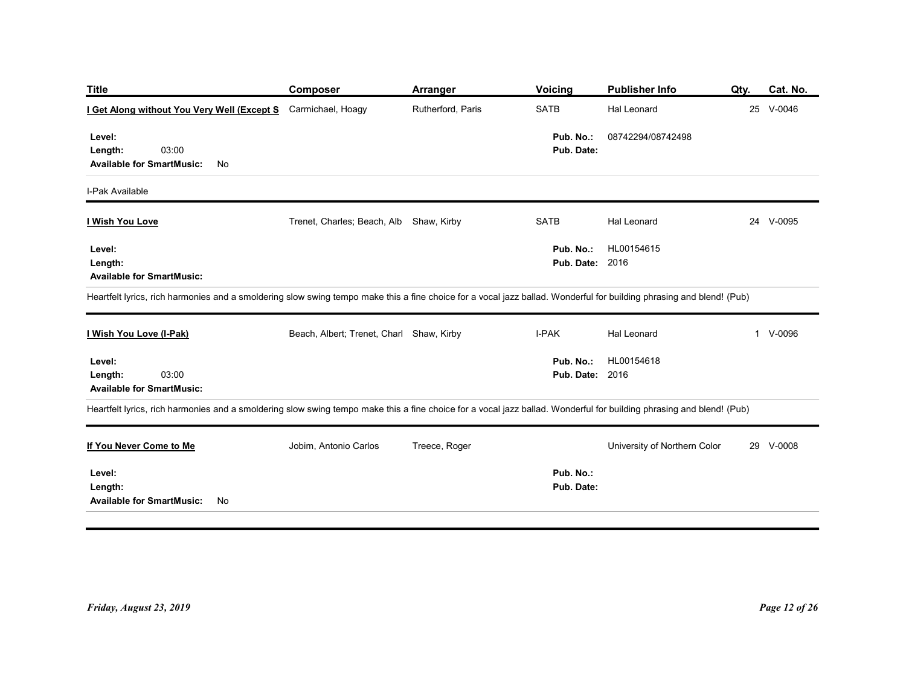| Title | Composer | Arranger | Voicing | Publisher Info | Qty. | Cat. No. |
|---|---|---|---|---|---|---|
| I Get Along without You Very Well (Except S | Carmichael, Hoagy | Rutherford, Paris | SATB | Hal Leonard | 25 | V-0046 |

Level:
Length: 03:00
Available for SmartMusic: No

Pub. No.: 08742294/08742498
Pub. Date:

I-Pak Available

| Title | Composer | Arranger | Voicing | Publisher Info | Qty. | Cat. No. |
|---|---|---|---|---|---|---|
| I Wish You Love | Trenet, Charles; Beach, Alb | Shaw, Kirby | SATB | Hal Leonard | 24 | V-0095 |

Level:
Length:
Available for SmartMusic:

Pub. No.: HL00154615
Pub. Date: 2016

Heartfelt lyrics, rich harmonies and a smoldering slow swing tempo make this a fine choice for a vocal jazz ballad. Wonderful for building phrasing and blend! (Pub)

| Title | Composer | Arranger | Voicing | Publisher Info | Qty. | Cat. No. |
|---|---|---|---|---|---|---|
| I Wish You Love (I-Pak) | Beach, Albert; Trenet, Charl | Shaw, Kirby | I-PAK | Hal Leonard | 1 | V-0096 |

Level:
Length: 03:00
Available for SmartMusic:

Pub. No.: HL00154618
Pub. Date: 2016

Heartfelt lyrics, rich harmonies and a smoldering slow swing tempo make this a fine choice for a vocal jazz ballad. Wonderful for building phrasing and blend! (Pub)

| Title | Composer | Arranger | Voicing | Publisher Info | Qty. | Cat. No. |
|---|---|---|---|---|---|---|
| If You Never Come to Me | Jobim, Antonio Carlos | Treece, Roger | | University of Northern Color | 29 | V-0008 |

Level:
Length:
Available for SmartMusic: No

Pub. No.:
Pub. Date:

*Friday, August 23, 2019*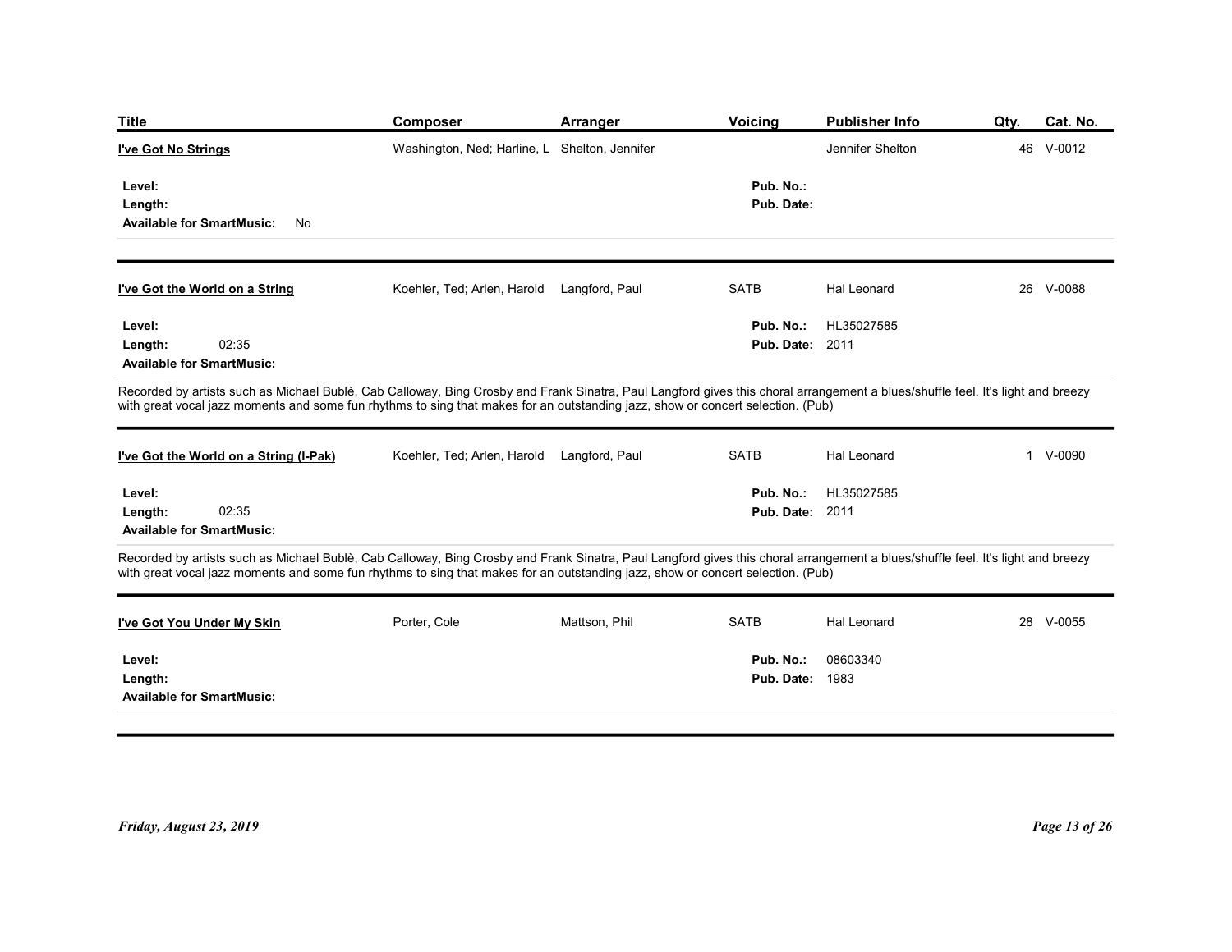| Title | Composer | Arranger | Voicing | Publisher Info | Qty. | Cat. No. |
| --- | --- | --- | --- | --- | --- | --- |
| **I've Got No Strings** | Washington, Ned; Harline, L | Shelton, Jennifer | | Jennifer Shelton | 46 | V-0012 |

**Level:**
**Length:**
**Available for SmartMusic:** No

**Pub. No.:**
**Pub. Date:**

| Title | Composer | Arranger | Voicing | Publisher Info | Qty. | Cat. No. |
| --- | --- | --- | --- | --- | --- | --- |
| **I've Got the World on a String** | Koehler, Ted; Arlen, Harold | Langford, Paul | SATB | Hal Leonard | 26 | V-0088 |

**Level:**
**Length:** 02:35
**Available for SmartMusic:**

**Pub. No.:** HL35027585
**Pub. Date:** 2011

Recorded by artists such as Michael Bublè, Cab Calloway, Bing Crosby and Frank Sinatra, Paul Langford gives this choral arrangement a blues/shuffle feel. It's light and breezy with great vocal jazz moments and some fun rhythms to sing that makes for an outstanding jazz, show or concert selection. (Pub)

| Title | Composer | Arranger | Voicing | Publisher Info | Qty. | Cat. No. |
| --- | --- | --- | --- | --- | --- | --- |
| **I've Got the World on a String (I-Pak)** | Koehler, Ted; Arlen, Harold | Langford, Paul | SATB | Hal Leonard | 1 | V-0090 |

**Level:**
**Length:** 02:35
**Available for SmartMusic:**

**Pub. No.:** HL35027585
**Pub. Date:** 2011

Recorded by artists such as Michael Bublè, Cab Calloway, Bing Crosby and Frank Sinatra, Paul Langford gives this choral arrangement a blues/shuffle feel. It's light and breezy with great vocal jazz moments and some fun rhythms to sing that makes for an outstanding jazz, show or concert selection. (Pub)

| Title | Composer | Arranger | Voicing | Publisher Info | Qty. | Cat. No. |
| --- | --- | --- | --- | --- | --- | --- |
| **I've Got You Under My Skin** | Porter, Cole | Mattson, Phil | SATB | Hal Leonard | 28 | V-0055 |

**Level:**
**Length:**
**Available for SmartMusic:**

**Pub. No.:** 08603340
**Pub. Date:** 1983

*Friday, August 23, 2019*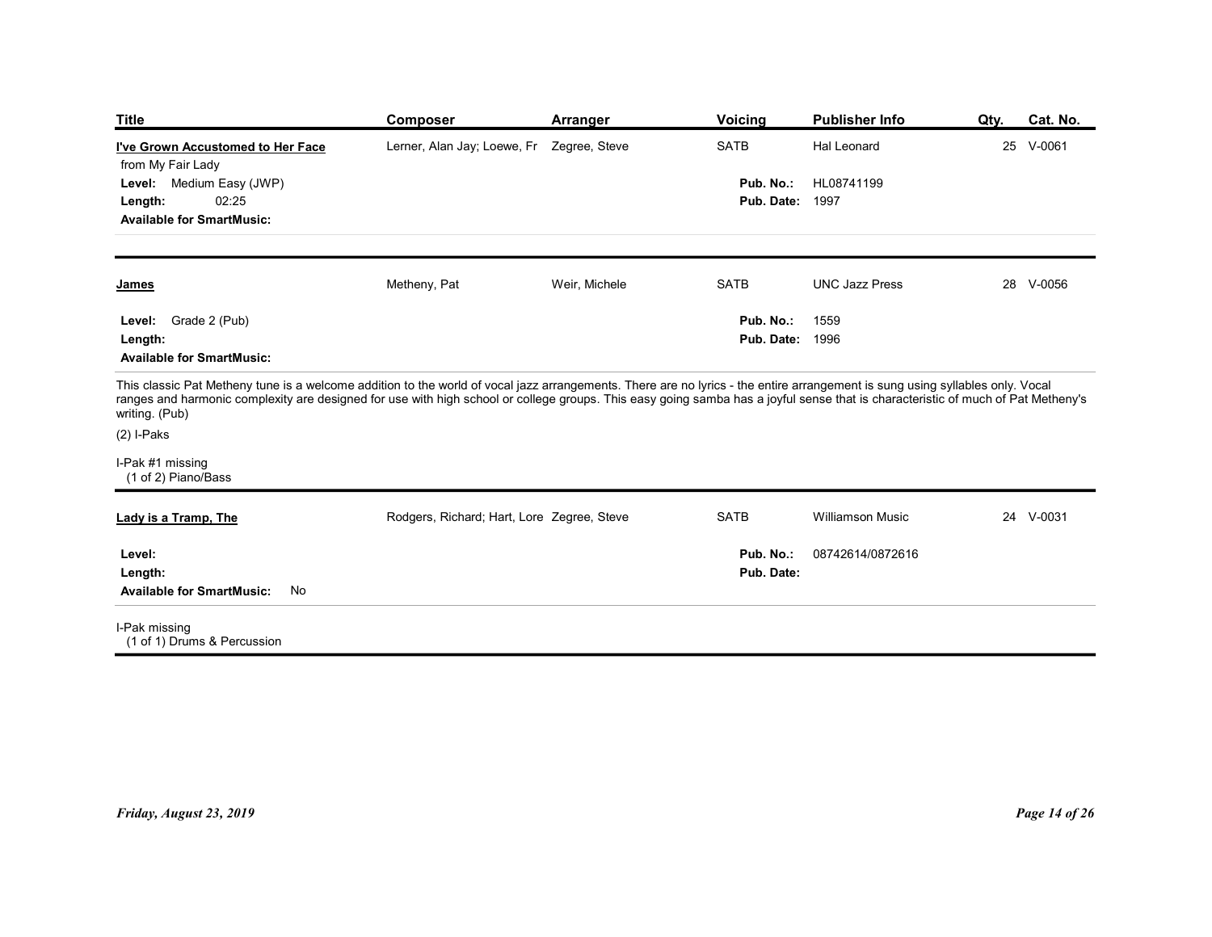| Title | Composer | Arranger | Voicing | Publisher Info | Qty. | Cat. No. |
|---|---|---|---|---|---|---|
| **I've Grown Accustomed to Her Face** | Lerner, Alan Jay; Loewe, Fr | Zegree, Steve | SATB | Hal Leonard | 25 | V-0061 |

from My Fair Lady

**Level:** Medium Easy (JWP)
**Length:** 02:25
**Available for SmartMusic:**

**Pub. No.:** HL08741199
**Pub. Date:** 1997

---

| Title | Composer | Arranger | Voicing | Publisher Info | Qty. | Cat. No. |
|---|---|---|---|---|---|---|
| **James** | Metheny, Pat | Weir, Michele | SATB | UNC Jazz Press | 28 | V-0056 |

**Level:** Grade 2 (Pub)
**Length:**
**Available for SmartMusic:**

**Pub. No.:** 1559
**Pub. Date:** 1996

This classic Pat Metheny tune is a welcome addition to the world of vocal jazz arrangements. There are no lyrics - the entire arrangement is sung using syllables only. Vocal ranges and harmonic complexity are designed for use with high school or college groups. This easy going samba has a joyful sense that is characteristic of much of Pat Metheny's writing. (Pub)

(2) I-Paks

I-Pak #1 missing
(1 of 2) Piano/Bass

---

| Title | Composer | Arranger | Voicing | Publisher Info | Qty. | Cat. No. |
|---|---|---|---|---|---|---|
| **Lady is a Tramp, The** | Rodgers, Richard; Hart, Lore | Zegree, Steve | SATB | Williamson Music | 24 | V-0031 |

**Level:**
**Length:**
**Available for SmartMusic:** No

**Pub. No.:** 08742614/0872616
**Pub. Date:**

I-Pak missing
(1 of 1) Drums & Percussion

*Friday, August 23, 2019*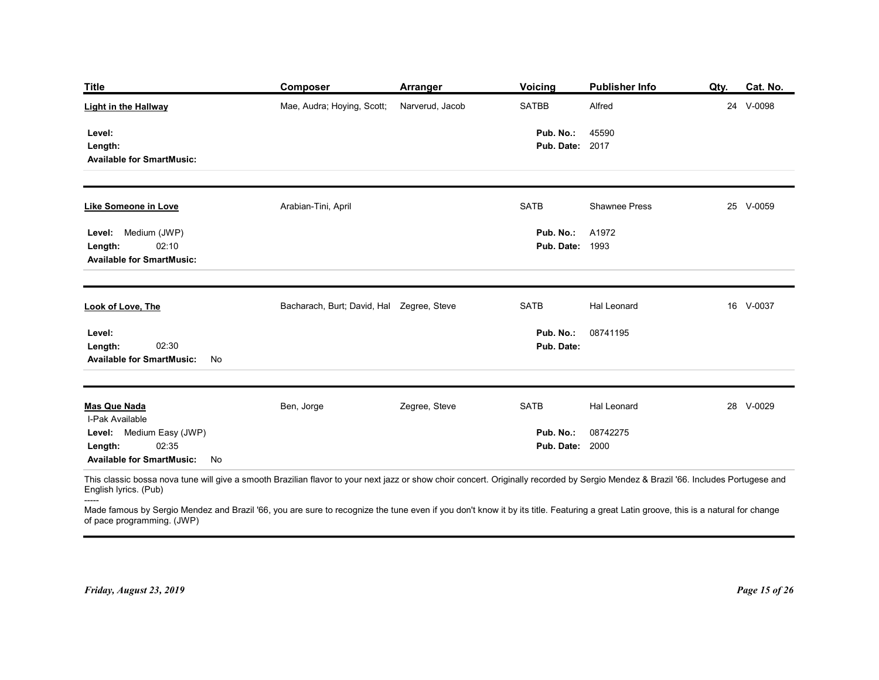| Title | Composer | Arranger | Voicing | Publisher Info | Qty. | Cat. No. |
|---|---|---|---|---|---|---|
| **Light in the Hallway** | Mae, Audra; Hoying, Scott; | Narverud, Jacob | SATBB | Alfred | 24 | V-0098 |

**Level:**
**Length:**
**Available for SmartMusic:**

**Pub. No.:** 45590
**Pub. Date:** 2017

| Title | Composer | Arranger | Voicing | Publisher Info | Qty. | Cat. No. |
|---|---|---|---|---|---|---|
| **Like Someone in Love** | Arabian-Tini, April | | SATB | Shawnee Press | 25 | V-0059 |

**Level:** Medium (JWP)
**Length:** 02:10
**Available for SmartMusic:**

**Pub. No.:** A1972
**Pub. Date:** 1993

| Title | Composer | Arranger | Voicing | Publisher Info | Qty. | Cat. No. |
|---|---|---|---|---|---|---|
| **Look of Love, The** | Bacharach, Burt; David, Hal | Zegree, Steve | SATB | Hal Leonard | 16 | V-0037 |

**Level:**
**Length:** 02:30
**Available for SmartMusic:** No

**Pub. No.:** 08741195
**Pub. Date:**

| Title | Composer | Arranger | Voicing | Publisher Info | Qty. | Cat. No. |
|---|---|---|---|---|---|---|
| **Mas Que Nada** | Ben, Jorge | Zegree, Steve | SATB | Hal Leonard | 28 | V-0029 |

I-Pak Available
**Level:** Medium Easy (JWP)
**Length:** 02:35
**Available for SmartMusic:** No

**Pub. No.:** 08742275
**Pub. Date:** 2000

This classic bossa nova tune will give a smooth Brazilian flavor to your next jazz or show choir concert. Originally recorded by Sergio Mendez & Brazil '66. Includes Portugese and English lyrics. (Pub)

-----

Made famous by Sergio Mendez and Brazil '66, you are sure to recognize the tune even if you don't know it by its title. Featuring a great Latin groove, this is a natural for change of pace programming. (JWP)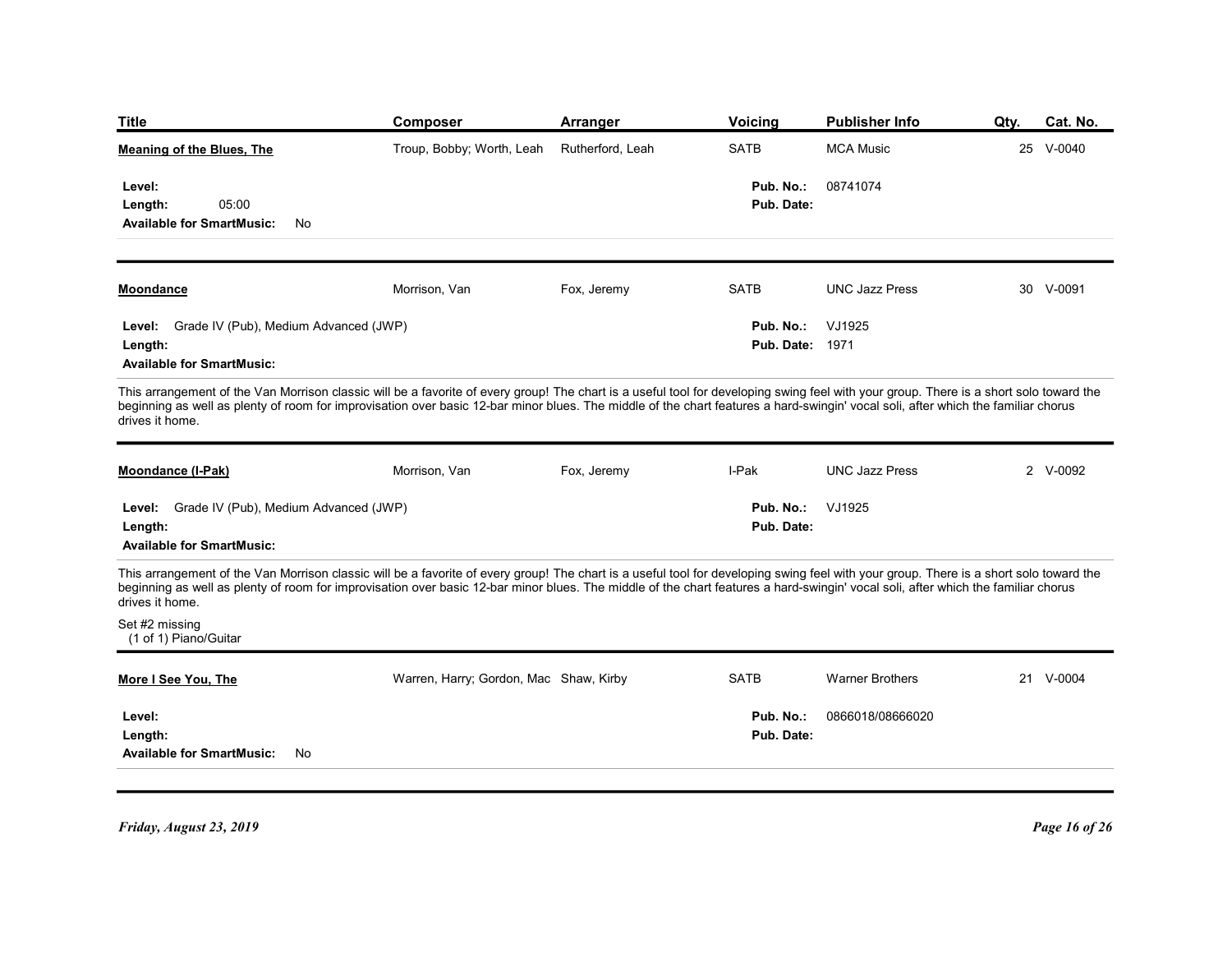| Title | Composer | Arranger | Voicing | Publisher Info | Qty. | Cat. No. |
|---|---|---|---|---|---|---|
| **Meaning of the Blues, The** | Troup, Bobby; Worth, Leah | Rutherford, Leah | SATB | MCA Music | 25 | V-0040 |

**Level:**
**Length:** 05:00
**Available for SmartMusic:** No

**Pub. No.:** 08741074
**Pub. Date:**

---

| Title | Composer | Arranger | Voicing | Publisher Info | Qty. | Cat. No. |
|---|---|---|---|---|---|---|
| **Moondance** | Morrison, Van | Fox, Jeremy | SATB | UNC Jazz Press | 30 | V-0091 |

**Level:** Grade IV (Pub), Medium Advanced (JWP)
**Length:**
**Available for SmartMusic:**

**Pub. No.:** VJ1925
**Pub. Date:** 1971

This arrangement of the Van Morrison classic will be a favorite of every group! The chart is a useful tool for developing swing feel with your group. There is a short solo toward the beginning as well as plenty of room for improvisation over basic 12-bar minor blues. The middle of the chart features a hard-swingin' vocal soli, after which the familiar chorus drives it home.

---

| Title | Composer | Arranger | Voicing | Publisher Info | Qty. | Cat. No. |
|---|---|---|---|---|---|---|
| **Moondance (I-Pak)** | Morrison, Van | Fox, Jeremy | I-Pak | UNC Jazz Press | 2 | V-0092 |

**Level:** Grade IV (Pub), Medium Advanced (JWP)
**Length:**
**Available for SmartMusic:**

**Pub. No.:** VJ1925
**Pub. Date:**

This arrangement of the Van Morrison classic will be a favorite of every group! The chart is a useful tool for developing swing feel with your group. There is a short solo toward the beginning as well as plenty of room for improvisation over basic 12-bar minor blues. The middle of the chart features a hard-swingin' vocal soli, after which the familiar chorus drives it home.

Set #2 missing
(1 of 1) Piano/Guitar

---

| Title | Composer | Arranger | Voicing | Publisher Info | Qty. | Cat. No. |
|---|---|---|---|---|---|---|
| **More I See You, The** | Warren, Harry; Gordon, Mac | Shaw, Kirby | SATB | Warner Brothers | 21 | V-0004 |

**Level:**
**Length:**
**Available for SmartMusic:** No

**Pub. No.:** 0866018/08666020
**Pub. Date:**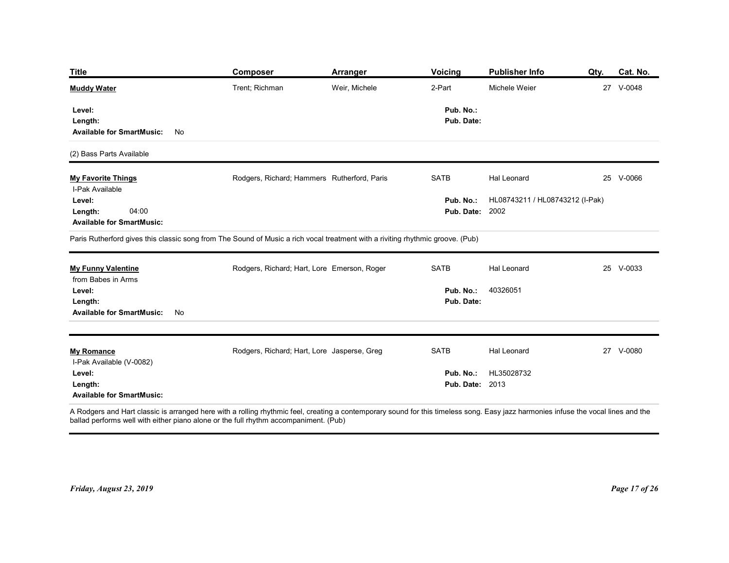| Title | Composer | Arranger | Voicing | Publisher Info | Qty. | Cat. No. |
|---|---|---|---|---|---|---|
| **Muddy Water** | Trent; Richman | Weir, Michele | 2-Part | Michele Weier | 27 | V-0048 |

**Level:**
**Length:**
**Available for SmartMusic:** No

**Pub. No.:**
**Pub. Date:**

(2) Bass Parts Available

---

| Title | Composer | Arranger | Voicing | Publisher Info | Qty. | Cat. No. |
|---|---|---|---|---|---|---|
| **My Favorite Things** | Rodgers, Richard; Hammers | Rutherford, Paris | SATB | Hal Leonard | 25 | V-0066 |

I-Pak Available
**Level:**
**Length:** 04:00
**Available for SmartMusic:**

**Pub. No.:** HL08743211 / HL08743212 (I-Pak)
**Pub. Date:** 2002

Paris Rutherford gives this classic song from The Sound of Music a rich vocal treatment with a riviting rhythmic groove. (Pub)

---

| Title | Composer | Arranger | Voicing | Publisher Info | Qty. | Cat. No. |
|---|---|---|---|---|---|---|
| **My Funny Valentine** | Rodgers, Richard; Hart, Lore | Emerson, Roger | SATB | Hal Leonard | 25 | V-0033 |

from Babes in Arms
**Level:**
**Length:**
**Available for SmartMusic:** No

**Pub. No.:** 40326051
**Pub. Date:**

---

| Title | Composer | Arranger | Voicing | Publisher Info | Qty. | Cat. No. |
|---|---|---|---|---|---|---|
| **My Romance** | Rodgers, Richard; Hart, Lore | Jasperse, Greg | SATB | Hal Leonard | 27 | V-0080 |

I-Pak Available (V-0082)
**Level:**
**Length:**
**Available for SmartMusic:**

**Pub. No.:** HL35028732
**Pub. Date:** 2013

A Rodgers and Hart classic is arranged here with a rolling rhythmic feel, creating a contemporary sound for this timeless song. Easy jazz harmonies infuse the vocal lines and the ballad performs well with either piano alone or the full rhythm accompaniment. (Pub)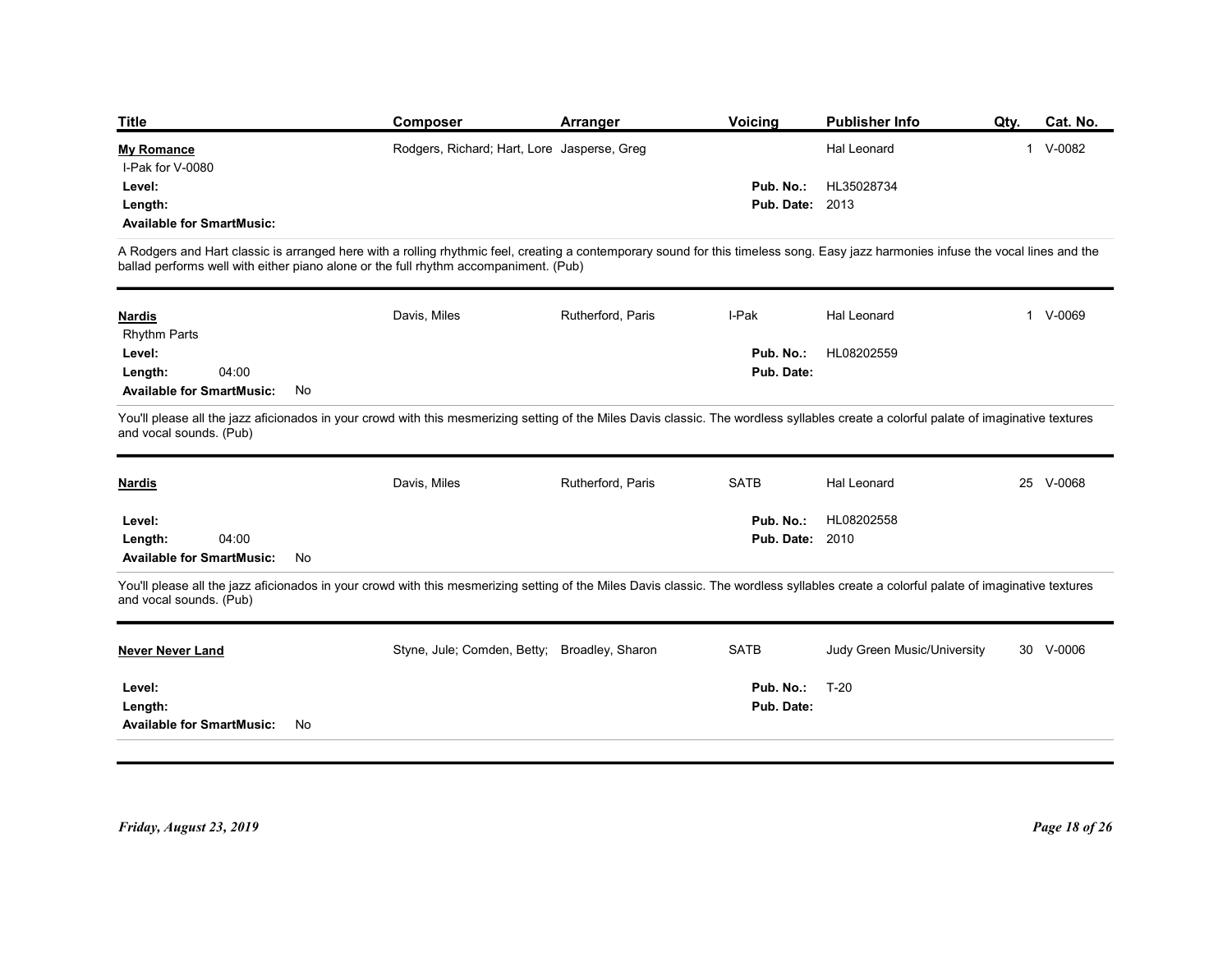| Title | Composer | Arranger | Voicing | Publisher Info | Qty. | Cat. No. |
|---|---|---|---|---|---|---|
| **My Romance** | Rodgers, Richard; Hart, Lore | Jasperse, Greg | | Hal Leonard | 1 | V-0082 |

I-Pak for V-0080

**Level:**
**Length:**
**Available for SmartMusic:**

**Pub. No.:** HL35028734
**Pub. Date:** 2013

A Rodgers and Hart classic is arranged here with a rolling rhythmic feel, creating a contemporary sound for this timeless song. Easy jazz harmonies infuse the vocal lines and the ballad performs well with either piano alone or the full rhythm accompaniment. (Pub)

---

| Title | Composer | Arranger | Voicing | Publisher Info | Qty. | Cat. No. |
|---|---|---|---|---|---|---|
| **Nardis** | Davis, Miles | Rutherford, Paris | I-Pak | Hal Leonard | 1 | V-0069 |

Rhythm Parts

**Level:**
**Length:** 04:00
**Available for SmartMusic:** No

**Pub. No.:** HL08202559
**Pub. Date:**

You'll please all the jazz aficionados in your crowd with this mesmerizing setting of the Miles Davis classic. The wordless syllables create a colorful palate of imaginative textures and vocal sounds. (Pub)

---

| Title | Composer | Arranger | Voicing | Publisher Info | Qty. | Cat. No. |
|---|---|---|---|---|---|---|
| **Nardis** | Davis, Miles | Rutherford, Paris | SATB | Hal Leonard | 25 | V-0068 |

**Level:**
**Length:** 04:00
**Available for SmartMusic:** No

**Pub. No.:** HL08202558
**Pub. Date:** 2010

You'll please all the jazz aficionados in your crowd with this mesmerizing setting of the Miles Davis classic. The wordless syllables create a colorful palate of imaginative textures and vocal sounds. (Pub)

---

| Title | Composer | Arranger | Voicing | Publisher Info | Qty. | Cat. No. |
|---|---|---|---|---|---|---|
| **Never Never Land** | Styne, Jule; Comden, Betty; | Broadley, Sharon | SATB | Judy Green Music/University | 30 | V-0006 |

**Level:**
**Length:**
**Available for SmartMusic:** No

**Pub. No.:** T-20
**Pub. Date:**

---

*Friday, August 23, 2019*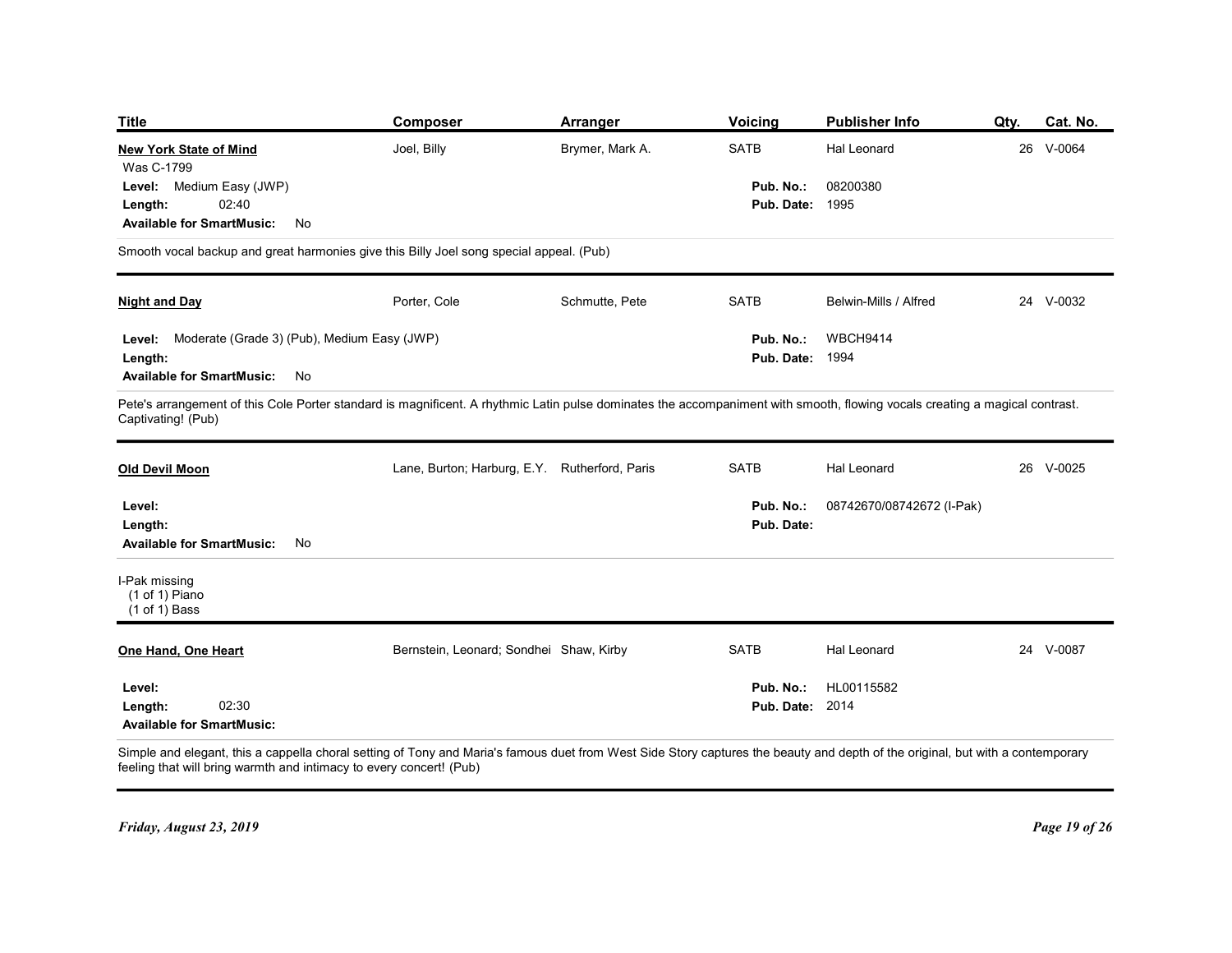| Title | Composer | Arranger | Voicing | Publisher Info | Qty. | Cat. No. |
|---|---|---|---|---|---|---|
| **New York State of Mind** | Joel, Billy | Brymer, Mark A. | SATB | Hal Leonard | 26 | V-0064 |

Was C-1799

**Level:** Medium Easy (JWP)
**Length:** 02:40
**Available for SmartMusic:** No

**Pub. No.:** 08200380
**Pub. Date:** 1995

Smooth vocal backup and great harmonies give this Billy Joel song special appeal. (Pub)

---

| Title | Composer | Arranger | Voicing | Publisher Info | Qty. | Cat. No. |
|---|---|---|---|---|---|---|
| **Night and Day** | Porter, Cole | Schmutte, Pete | SATB | Belwin-Mills / Alfred | 24 | V-0032 |

**Level:** Moderate (Grade 3) (Pub), Medium Easy (JWP)
**Length:**
**Available for SmartMusic:** No

**Pub. No.:** WBCH9414
**Pub. Date:** 1994

Pete's arrangement of this Cole Porter standard is magnificent. A rhythmic Latin pulse dominates the accompaniment with smooth, flowing vocals creating a magical contrast. Captivating! (Pub)

---

| Title | Composer | Arranger | Voicing | Publisher Info | Qty. | Cat. No. |
|---|---|---|---|---|---|---|
| **Old Devil Moon** | Lane, Burton; Harburg, E.Y. | Rutherford, Paris | SATB | Hal Leonard | 26 | V-0025 |

**Level:**
**Length:**
**Available for SmartMusic:** No

**Pub. No.:** 08742670/08742672 (I-Pak)
**Pub. Date:**

I-Pak missing
(1 of 1) Piano
(1 of 1) Bass

---

| Title | Composer | Arranger | Voicing | Publisher Info | Qty. | Cat. No. |
|---|---|---|---|---|---|---|
| **One Hand, One Heart** | Bernstein, Leonard; Sondhei | Shaw, Kirby | SATB | Hal Leonard | 24 | V-0087 |

**Level:**
**Length:** 02:30
**Available for SmartMusic:**

**Pub. No.:** HL00115582
**Pub. Date:** 2014

Simple and elegant, this a cappella choral setting of Tony and Maria's famous duet from West Side Story captures the beauty and depth of the original, but with a contemporary feeling that will bring warmth and intimacy to every concert! (Pub)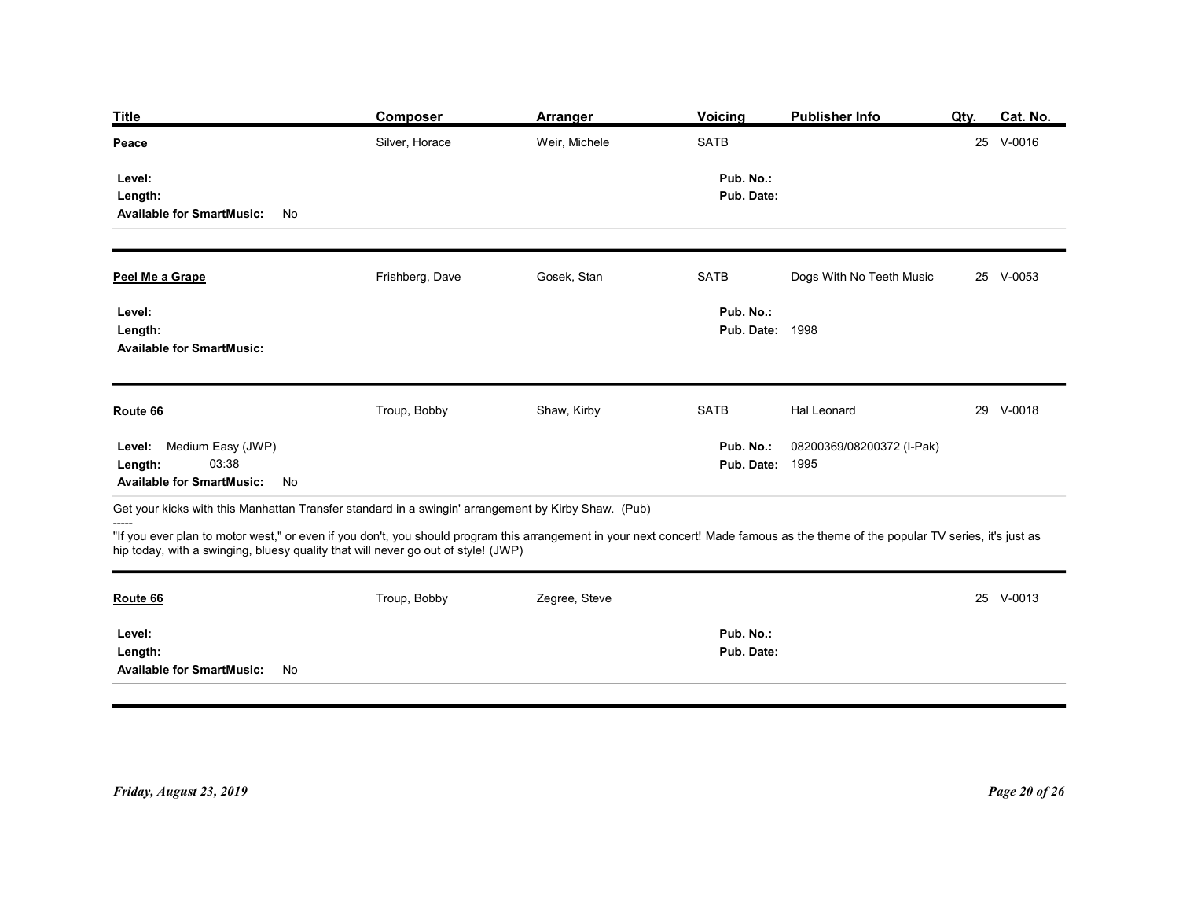| Title | Composer | Arranger | Voicing | Publisher Info | Qty. | Cat. No. |
|---|---|---|---|---|---|---|
| **Peace** | Silver, Horace | Weir, Michele | SATB | | 25 | V-0016 |

**Level:**
**Length:**
**Available for SmartMusic:** No

**Pub. No.:**
**Pub. Date:**

| Title | Composer | Arranger | Voicing | Publisher Info | Qty. | Cat. No. |
|---|---|---|---|---|---|---|
| **Peel Me a Grape** | Frishberg, Dave | Gosek, Stan | SATB | Dogs With No Teeth Music | 25 | V-0053 |

**Level:**
**Length:**
**Available for SmartMusic:**

**Pub. No.:**
**Pub. Date:** 1998

| Title | Composer | Arranger | Voicing | Publisher Info | Qty. | Cat. No. |
|---|---|---|---|---|---|---|
| **Route 66** | Troup, Bobby | Shaw, Kirby | SATB | Hal Leonard | 29 | V-0018 |

**Level:** Medium Easy (JWP)
**Length:** 03:38
**Available for SmartMusic:** No

**Pub. No.:** 08200369/08200372 (I-Pak)
**Pub. Date:** 1995

Get your kicks with this Manhattan Transfer standard in a swingin' arrangement by Kirby Shaw. (Pub)

-----

"If you ever plan to motor west," or even if you don't, you should program this arrangement in your next concert! Made famous as the theme of the popular TV series, it's just as hip today, with a swinging, bluesy quality that will never go out of style! (JWP)

| Title | Composer | Arranger | Voicing | Publisher Info | Qty. | Cat. No. |
|---|---|---|---|---|---|---|
| **Route 66** | Troup, Bobby | Zegree, Steve | | | 25 | V-0013 |

**Level:**
**Length:**
**Available for SmartMusic:** No

**Pub. No.:**
**Pub. Date:**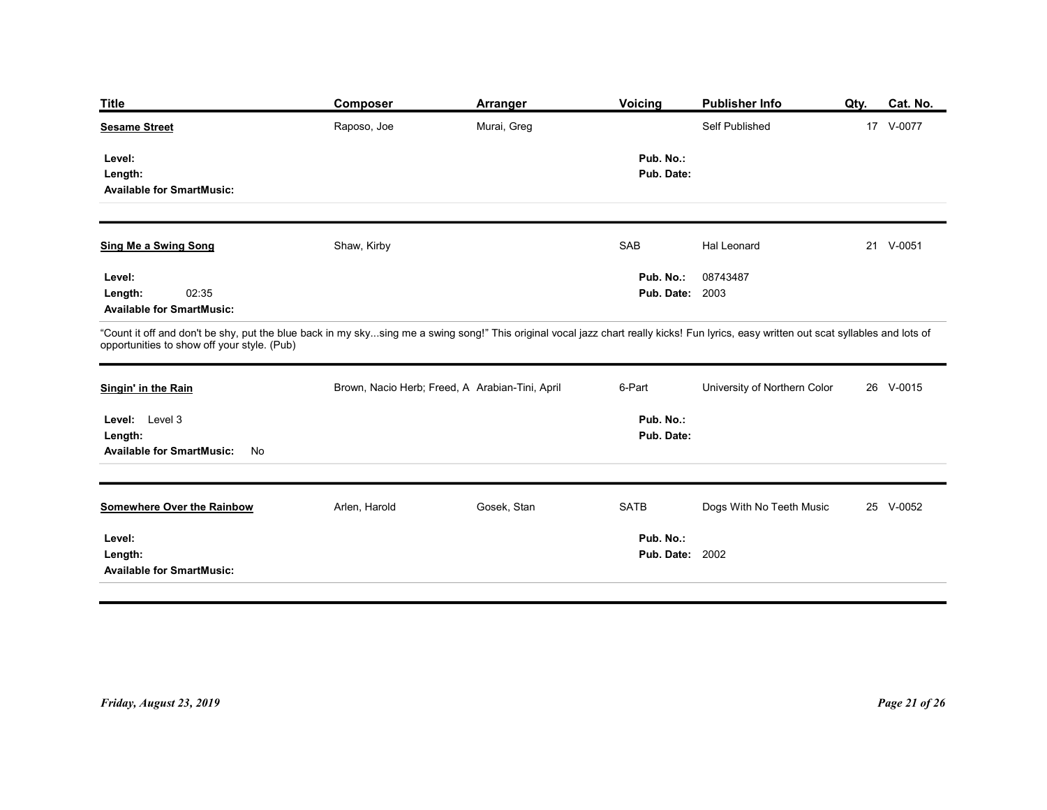| Title | Composer | Arranger | Voicing | Publisher Info | Qty. | Cat. No. |
|---|---|---|---|---|---|---|
| **Sesame Street** | Raposo, Joe | Murai, Greg | | Self Published | 17 | V-0077 |

**Level:**
**Length:**
**Available for SmartMusic:**

**Pub. No.:**
**Pub. Date:**

---

| Title | Composer | Arranger | Voicing | Publisher Info | Qty. | Cat. No. |
|---|---|---|---|---|---|---|
| **Sing Me a Swing Song** | Shaw, Kirby | | SAB | Hal Leonard | 21 | V-0051 |

**Level:**
**Length:** 02:35
**Available for SmartMusic:**

**Pub. No.:** 08743487
**Pub. Date:** 2003

"Count it off and don't be shy, put the blue back in my sky...sing me a swing song!" This original vocal jazz chart really kicks! Fun lyrics, easy written out scat syllables and lots of opportunities to show off your style. (Pub)

---

| Title | Composer | Arranger | Voicing | Publisher Info | Qty. | Cat. No. |
|---|---|---|---|---|---|---|
| **Singin' in the Rain** | Brown, Nacio Herb; Freed, A | Arabian-Tini, April | 6-Part | University of Northern Color | 26 | V-0015 |

**Level:** Level 3
**Length:**
**Available for SmartMusic:** No

**Pub. No.:**
**Pub. Date:**

---

| Title | Composer | Arranger | Voicing | Publisher Info | Qty. | Cat. No. |
|---|---|---|---|---|---|---|
| **Somewhere Over the Rainbow** | Arlen, Harold | Gosek, Stan | SATB | Dogs With No Teeth Music | 25 | V-0052 |

**Level:**
**Length:**
**Available for SmartMusic:**

**Pub. No.:**
**Pub. Date:** 2002

Friday, August 23, 2019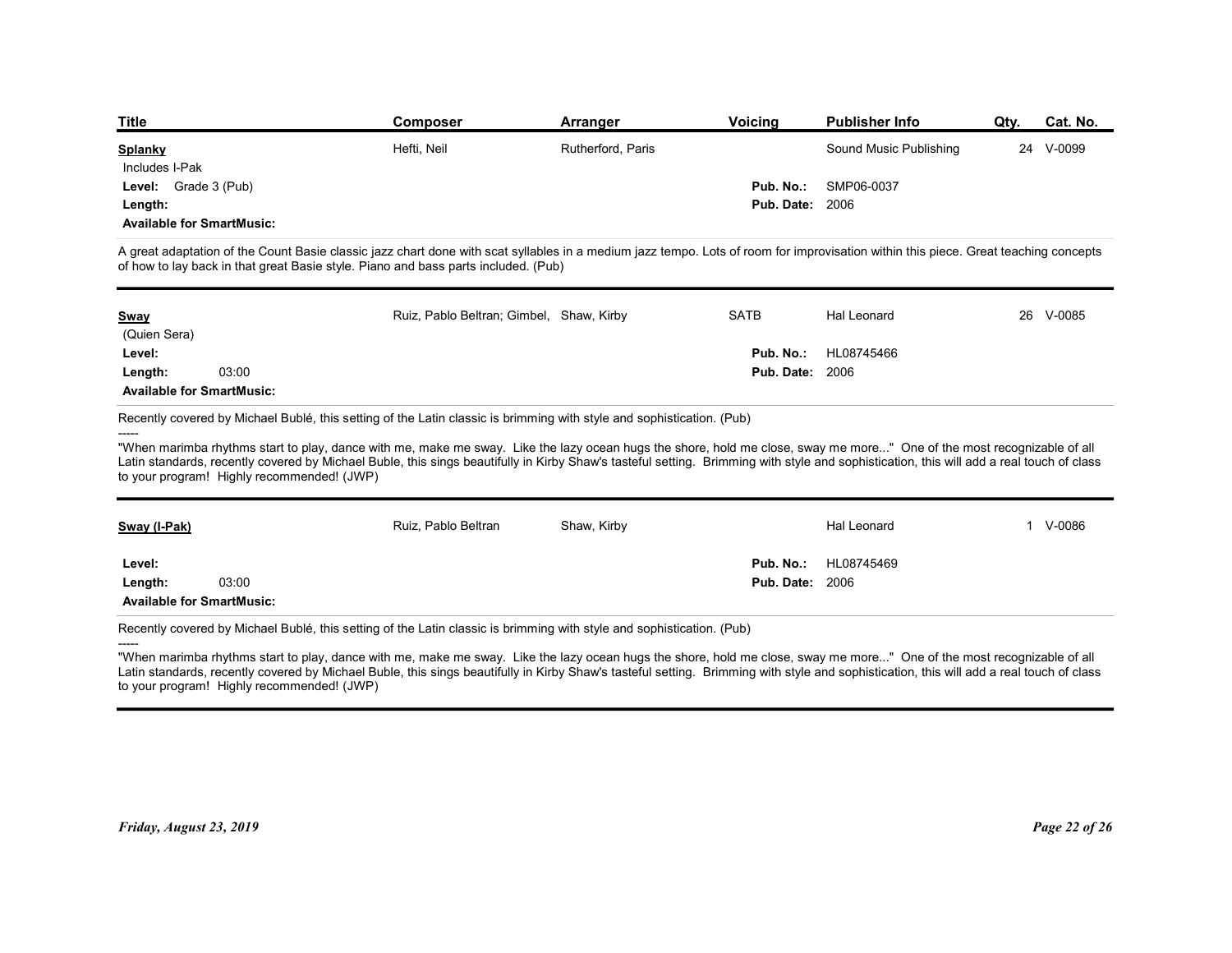| Title | Composer | Arranger | Voicing | Publisher Info | Qty. | Cat. No. |
|---|---|---|---|---|---|---|
| **Splanky** | Hefti, Neil | Rutherford, Paris | | Sound Music Publishing | 24 | V-0099 |

Includes I-Pak

**Level:** Grade 3 (Pub)
**Length:**
**Available for SmartMusic:**

**Pub. No.:** SMP06-0037
**Pub. Date:** 2006

A great adaptation of the Count Basie classic jazz chart done with scat syllables in a medium jazz tempo. Lots of room for improvisation within this piece. Great teaching concepts of how to lay back in that great Basie style. Piano and bass parts included. (Pub)

---

| Title | Composer | Arranger | Voicing | Publisher Info | Qty. | Cat. No. |
|---|---|---|---|---|---|---|
| **Sway** | Ruiz, Pablo Beltran; Gimbel, | Shaw, Kirby | SATB | Hal Leonard | 26 | V-0085 |

(Quien Sera)

**Level:**
**Length:** 03:00
**Available for SmartMusic:**

**Pub. No.:** HL08745466
**Pub. Date:** 2006

Recently covered by Michael Bublé, this setting of the Latin classic is brimming with style and sophistication. (Pub)

-----

"When marimba rhythms start to play, dance with me, make me sway. Like the lazy ocean hugs the shore, hold me close, sway me more..." One of the most recognizable of all Latin standards, recently covered by Michael Buble, this sings beautifully in Kirby Shaw's tasteful setting. Brimming with style and sophistication, this will add a real touch of class to your program! Highly recommended! (JWP)

---

| Title | Composer | Arranger | Voicing | Publisher Info | Qty. | Cat. No. |
|---|---|---|---|---|---|---|
| **Sway (I-Pak)** | Ruiz, Pablo Beltran | Shaw, Kirby | | Hal Leonard | 1 | V-0086 |

**Level:**
**Length:** 03:00
**Available for SmartMusic:**

**Pub. No.:** HL08745469
**Pub. Date:** 2006

Recently covered by Michael Bublé, this setting of the Latin classic is brimming with style and sophistication. (Pub)

-----

"When marimba rhythms start to play, dance with me, make me sway. Like the lazy ocean hugs the shore, hold me close, sway me more..." One of the most recognizable of all Latin standards, recently covered by Michael Buble, this sings beautifully in Kirby Shaw's tasteful setting. Brimming with style and sophistication, this will add a real touch of class to your program! Highly recommended! (JWP)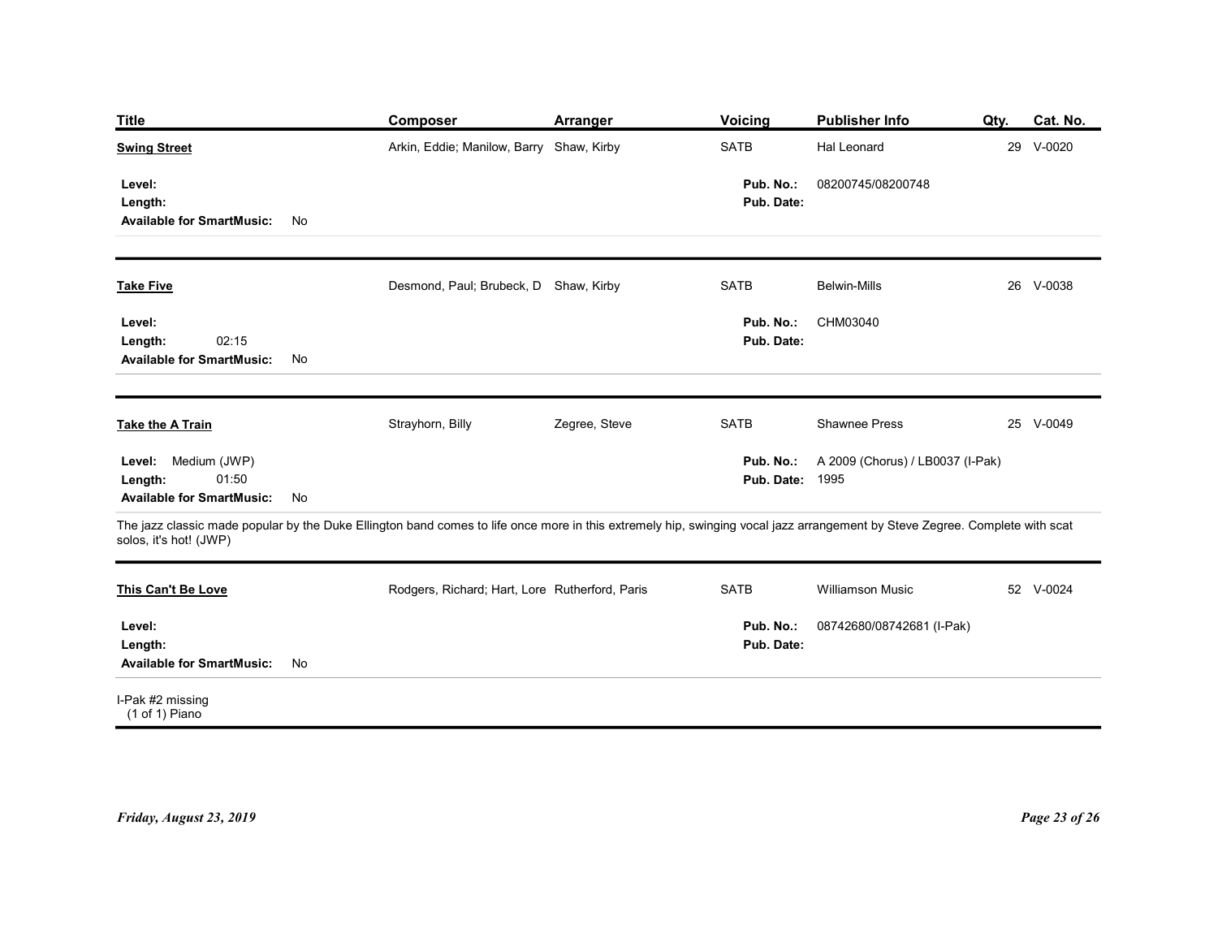| Title | Composer | Arranger | Voicing | Publisher Info | Qty. | Cat. No. |
|---|---|---|---|---|---|---|
| **Swing Street** | Arkin, Eddie; Manilow, Barry | Shaw, Kirby | SATB | Hal Leonard | 29 | V-0020 |

**Level:**
**Length:**
**Available for SmartMusic:** No

**Pub. No.:** 08200745/08200748
**Pub. Date:**

| Title | Composer | Arranger | Voicing | Publisher Info | Qty. | Cat. No. |
|---|---|---|---|---|---|---|
| **Take Five** | Desmond, Paul; Brubeck, D | Shaw, Kirby | SATB | Belwin-Mills | 26 | V-0038 |

**Level:**
**Length:** 02:15
**Available for SmartMusic:** No

**Pub. No.:** CHM03040
**Pub. Date:**

| Title | Composer | Arranger | Voicing | Publisher Info | Qty. | Cat. No. |
|---|---|---|---|---|---|---|
| **Take the A Train** | Strayhorn, Billy | Zegree, Steve | SATB | Shawnee Press | 25 | V-0049 |

**Level:** Medium (JWP)
**Length:** 01:50
**Available for SmartMusic:** No

**Pub. No.:** A 2009 (Chorus) / LB0037 (I-Pak)
**Pub. Date:** 1995

The jazz classic made popular by the Duke Ellington band comes to life once more in this extremely hip, swinging vocal jazz arrangement by Steve Zegree. Complete with scat solos, it's hot! (JWP)

| Title | Composer | Arranger | Voicing | Publisher Info | Qty. | Cat. No. |
|---|---|---|---|---|---|---|
| **This Can't Be Love** | Rodgers, Richard; Hart, Lore | Rutherford, Paris | SATB | Williamson Music | 52 | V-0024 |

**Level:**
**Length:**
**Available for SmartMusic:** No

**Pub. No.:** 08742680/08742681 (I-Pak)
**Pub. Date:**

I-Pak #2 missing
(1 of 1) Piano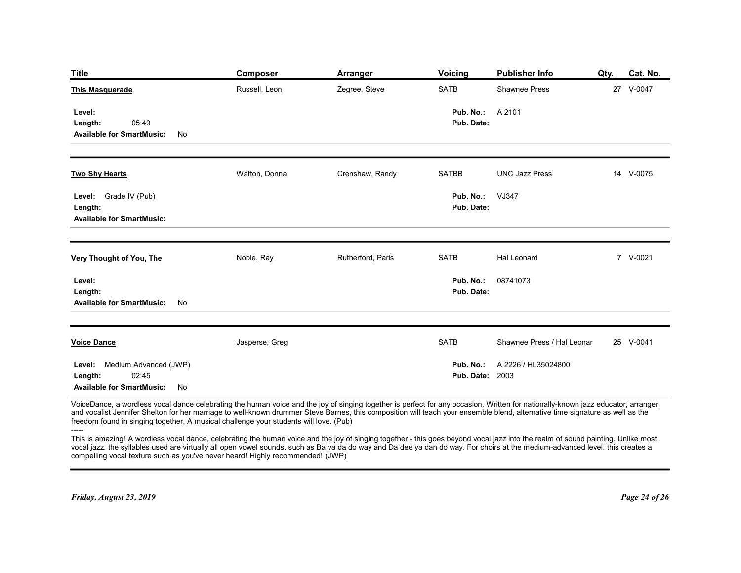| Title | Composer | Arranger | Voicing | Publisher Info | Qty. | Cat. No. |
|---|---|---|---|---|---|---|
| **This Masquerade** | Russell, Leon | Zegree, Steve | SATB | Shawnee Press | 27 | V-0047 |

**Level:**
**Length:** 05:49
**Available for SmartMusic:** No

**Pub. No.:** A 2101
**Pub. Date:**

| Title | Composer | Arranger | Voicing | Publisher Info | Qty. | Cat. No. |
|---|---|---|---|---|---|---|
| **Two Shy Hearts** | Watton, Donna | Crenshaw, Randy | SATBB | UNC Jazz Press | 14 | V-0075 |

**Level:** Grade IV (Pub)
**Length:**
**Available for SmartMusic:**

**Pub. No.:** VJ347
**Pub. Date:**

| Title | Composer | Arranger | Voicing | Publisher Info | Qty. | Cat. No. |
|---|---|---|---|---|---|---|
| **Very Thought of You, The** | Noble, Ray | Rutherford, Paris | SATB | Hal Leonard | 7 | V-0021 |

**Level:**
**Length:**
**Available for SmartMusic:** No

**Pub. No.:** 08741073
**Pub. Date:**

| Title | Composer | Arranger | Voicing | Publisher Info | Qty. | Cat. No. |
|---|---|---|---|---|---|---|
| **Voice Dance** | Jasperse, Greg | | SATB | Shawnee Press / Hal Leonar | 25 | V-0041 |

**Level:** Medium Advanced (JWP)
**Length:** 02:45
**Available for SmartMusic:** No

**Pub. No.:** A 2226 / HL35024800
**Pub. Date:** 2003

VoiceDance, a wordless vocal dance celebrating the human voice and the joy of singing together is perfect for any occasion. Written for nationally-known jazz educator, arranger, and vocalist Jennifer Shelton for her marriage to well-known drummer Steve Barnes, this composition will teach your ensemble blend, alternative time signature as well as the freedom found in singing together. A musical challenge your students will love. (Pub)

-----

This is amazing! A wordless vocal dance, celebrating the human voice and the joy of singing together - this goes beyond vocal jazz into the realm of sound painting. Unlike most vocal jazz, the syllables used are virtually all open vowel sounds, such as Ba va da do way and Da dee ya dan do way. For choirs at the medium-advanced level, this creates a compelling vocal texture such as you've never heard! Highly recommended! (JWP)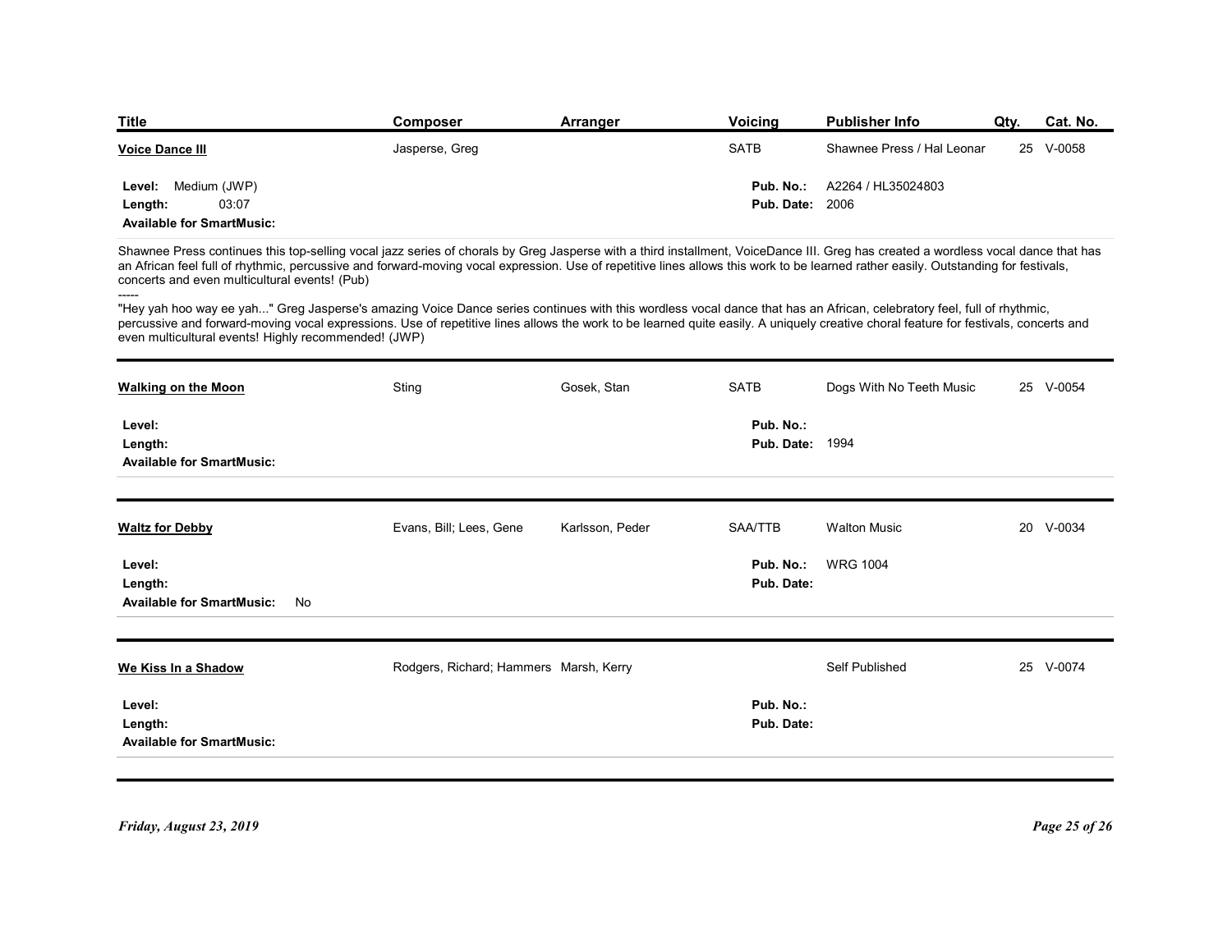| Title | Composer | Arranger | Voicing | Publisher Info | Qty. | Cat. No. |
|---|---|---|---|---|---|---|
| **Voice Dance III** | Jasperse, Greg | | SATB | Shawnee Press / Hal Leonar | 25 | V-0058 |

**Level:** Medium (JWP)
**Length:** 03:07
**Available for SmartMusic:**

**Pub. No.:** A2264 / HL35024803
**Pub. Date:** 2006

Shawnee Press continues this top-selling vocal jazz series of chorals by Greg Jasperse with a third installment, VoiceDance III. Greg has created a wordless vocal dance that has an African feel full of rhythmic, percussive and forward-moving vocal expression. Use of repetitive lines allows this work to be learned rather easily. Outstanding for festivals, concerts and even multicultural events! (Pub)

-----

"Hey yah hoo way ee yah..." Greg Jasperse's amazing Voice Dance series continues with this wordless vocal dance that has an African, celebratory feel, full of rhythmic, percussive and forward-moving vocal expressions. Use of repetitive lines allows the work to be learned quite easily. A uniquely creative choral feature for festivals, concerts and even multicultural events! Highly recommended! (JWP)

---

| Title | Composer | Arranger | Voicing | Publisher Info | Qty. | Cat. No. |
|---|---|---|---|---|---|---|
| **Walking on the Moon** | Sting | Gosek, Stan | SATB | Dogs With No Teeth Music | 25 | V-0054 |

**Level:**
**Length:**
**Available for SmartMusic:**

**Pub. No.:**
**Pub. Date:** 1994

---

| Title | Composer | Arranger | Voicing | Publisher Info | Qty. | Cat. No. |
|---|---|---|---|---|---|---|
| **Waltz for Debby** | Evans, Bill; Lees, Gene | Karlsson, Peder | SAA/TTB | Walton Music | 20 | V-0034 |

**Level:**
**Length:**
**Available for SmartMusic:** No

**Pub. No.:** WRG 1004
**Pub. Date:**

---

| Title | Composer | Arranger | Voicing | Publisher Info | Qty. | Cat. No. |
|---|---|---|---|---|---|---|
| **We Kiss In a Shadow** | Rodgers, Richard; Hammers | Marsh, Kerry | | Self Published | 25 | V-0074 |

**Level:**
**Length:**
**Available for SmartMusic:**

**Pub. No.:**
**Pub. Date:**

*Friday, August 23, 2019*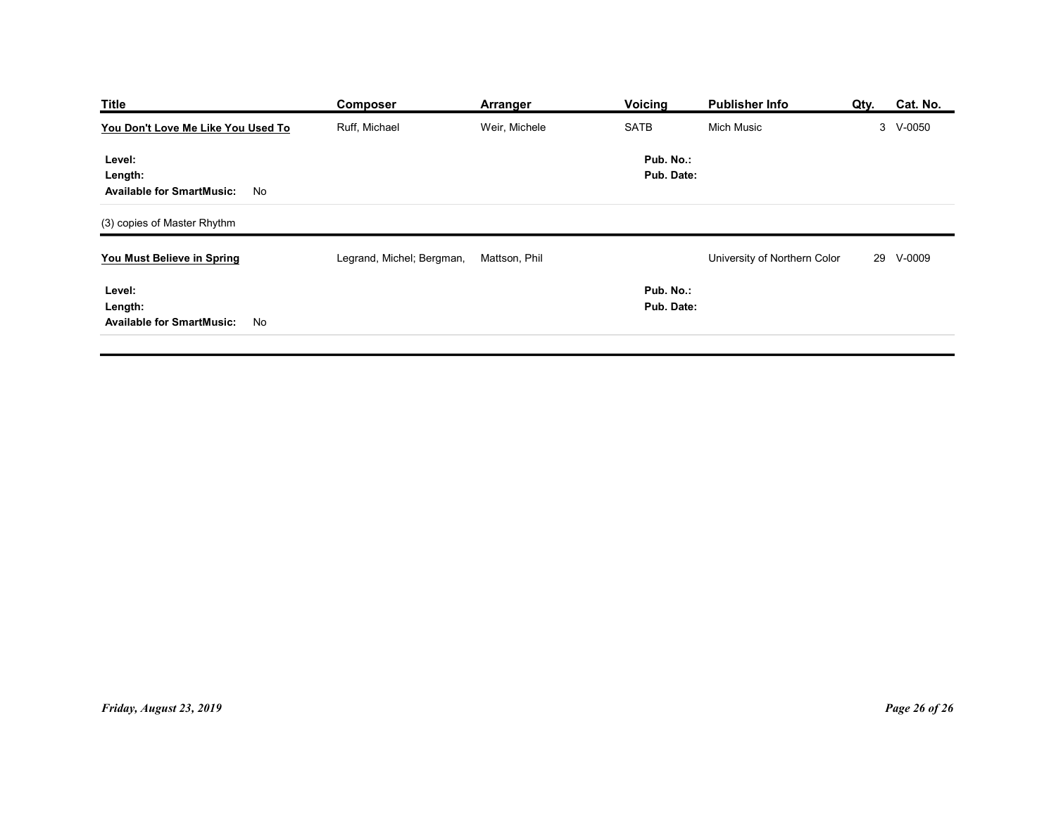| Title | Composer | Arranger | Voicing | Publisher Info | Qty. | Cat. No. |
|---|---|---|---|---|---|---|
| **You Don't Love Me Like You Used To** | Ruff, Michael | Weir, Michele | SATB | Mich Music | 3 | V-0050 |

**Level:**
**Length:**
**Available for SmartMusic:** No

**Pub. No.:**
**Pub. Date:**

(3) copies of Master Rhythm

| Title | Composer | Arranger | Voicing | Publisher Info | Qty. | Cat. No. |
|---|---|---|---|---|---|---|
| **You Must Believe in Spring** | Legrand, Michel; Bergman, | Mattson, Phil | | University of Northern Color | 29 | V-0009 |

**Level:**
**Length:**
**Available for SmartMusic:** No

**Pub. No.:**
**Pub. Date:**

*Friday, August 23, 2019*